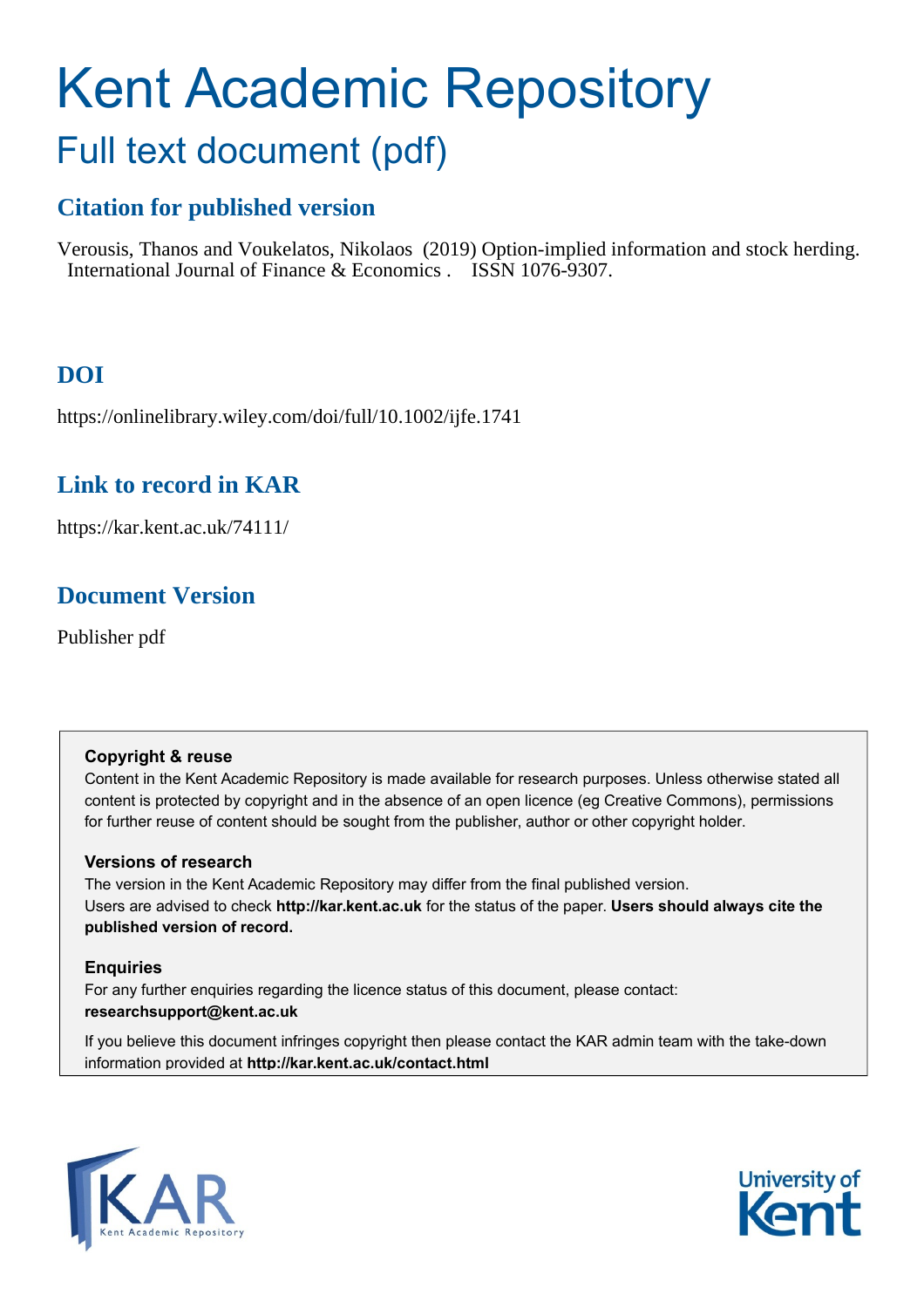# Kent Academic Repository

## Full text document (pdf)

### Citation for published version

Verousis, Thanos and Voukelatos, Nikolaos (2019) Option-implied information and stock herding. International Journal of Finance & Economics . ISSN 1076-9307.

### DOI

https://onlinelibrary.wiley.com/doi/full/10.1002/ijfe.1741

### Link to record in KAR

https://kar.kent.ac.uk/74111/

### Document Version

Publisher pdf

**Copyright & reuse**

Content in the Kent Academic Repository is made available for research purposes. Unless otherwise stated all content is protected by copyright and in the absence of an open licence (eg Creative Commons), permissions for further reuse of content should be sought from the publisher, author or other copyright holder.

**Versions of research**

The version in the Kent Academic Repository may differ from the final published version. Users are advised to check **http://kar.kent.ac.uk** for the status of the paper. **Users should always cite the published version of record.**

**Enquiries**

For any further enquiries regarding the licence status of this document, please contact: **researchsupport@kent.ac.uk**

If you believe this document infringes copyright then please contact the KAR admin team with the take-down information provided at **http://kar.kent.ac.uk/contact.html**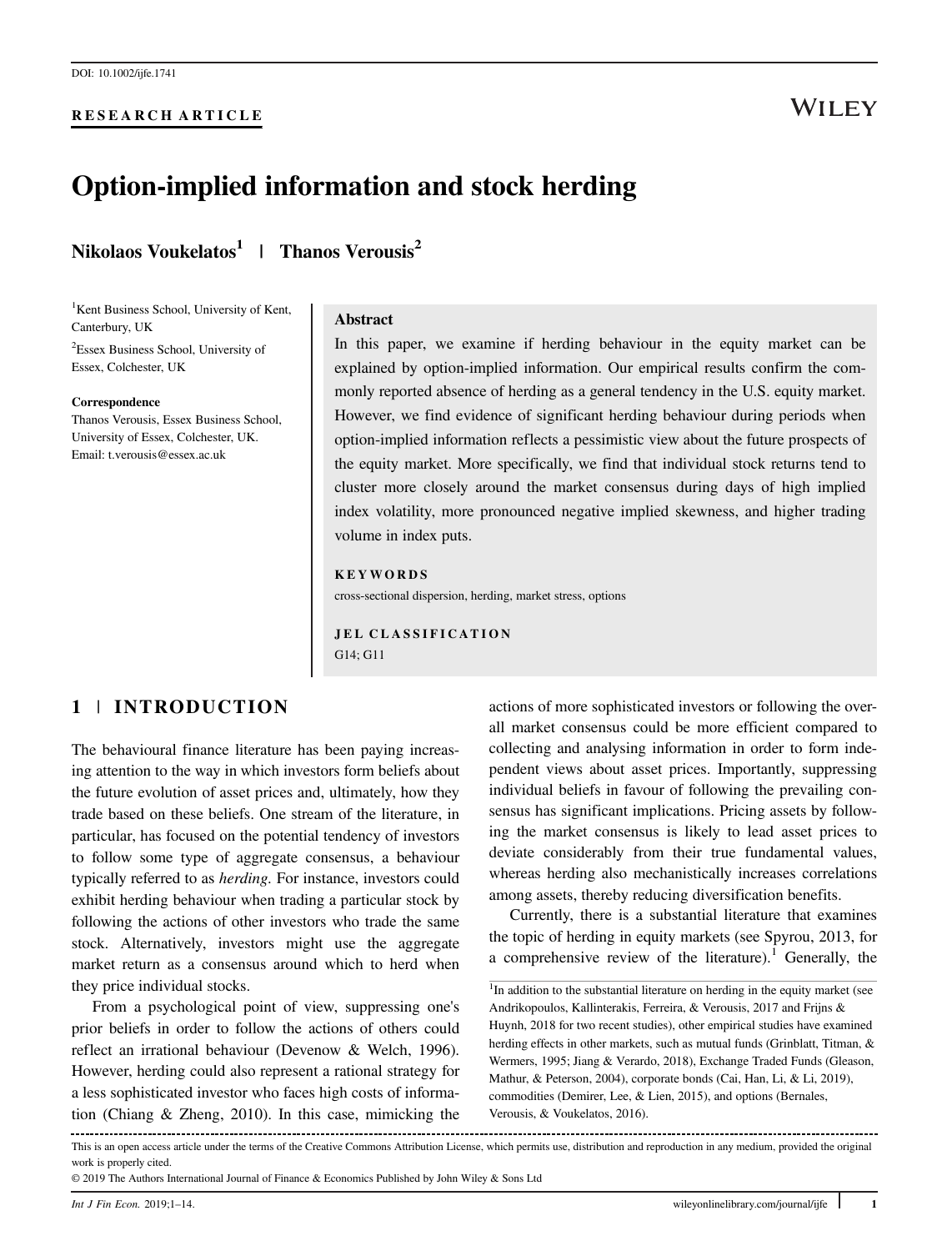DOI: 10.1002/ijfe.1741

**RESEARCH ARTICLE**

# Option-implied information and stock herding

**Nikolaos Voukelatos[1] | Thanos Verousis[2]**

[1]Kent Business School, University of Kent, Canterbury, UK

[2]Essex Business School, University of Essex, Colchester, UK

**Correspondence**
Thanos Verousis, Essex Business School, University of Essex, Colchester, UK.
Email: t.verousis@essex.ac.uk

### Abstract

In this paper, we examine if herding behaviour in the equity market can be explained by option-implied information. Our empirical results confirm the commonly reported absence of herding as a general tendency in the U.S. equity market. However, we find evidence of significant herding behaviour during periods when option-implied information reflects a pessimistic view about the future prospects of the equity market. More specifically, we find that individual stock returns tend to cluster more closely around the market consensus during days of high implied index volatility, more pronounced negative implied skewness, and higher trading volume in index puts.

**KEYWORDS**
cross-sectional dispersion, herding, market stress, options

**JEL CLASSIFICATION**
G14; G11

## 1 | INTRODUCTION

The behavioural finance literature has been paying increasing attention to the way in which investors form beliefs about the future evolution of asset prices and, ultimately, how they trade based on these beliefs. One stream of the literature, in particular, has focused on the potential tendency of investors to follow some type of aggregate consensus, a behaviour typically referred to as *herding*. For instance, investors could exhibit herding behaviour when trading a particular stock by following the actions of other investors who trade the same stock. Alternatively, investors might use the aggregate market return as a consensus around which to herd when they price individual stocks.

From a psychological point of view, suppressing one's prior beliefs in order to follow the actions of others could reflect an irrational behaviour (Devenow & Welch, 1996). However, herding could also represent a rational strategy for a less sophisticated investor who faces high costs of information (Chiang & Zheng, 2010). In this case, mimicking the actions of more sophisticated investors or following the overall market consensus could be more efficient compared to collecting and analysing information in order to form independent views about asset prices. Importantly, suppressing individual beliefs in favour of following the prevailing consensus has significant implications. Pricing assets by following the market consensus is likely to lead asset prices to deviate considerably from their true fundamental values, whereas herding also mechanistically increases correlations among assets, thereby reducing diversification benefits.

Currently, there is a substantial literature that examines the topic of herding in equity markets (see Spyrou, 2013, for a comprehensive review of the literature).[1] Generally, the

[1]In addition to the substantial literature on herding in the equity market (see Andrikopoulos, Kallinterakis, Ferreira, & Verousis, 2017 and Frijns & Huynh, 2018 for two recent studies), other empirical studies have examined herding effects in other markets, such as mutual funds (Grinblatt, Titman, & Wermers, 1995; Jiang & Verardo, 2018), Exchange Traded Funds (Gleason, Mathur, & Peterson, 2004), corporate bonds (Cai, Han, Li, & Li, 2019), commodities (Demirer, Lee, & Lien, 2015), and options (Bernales, Verousis, & Voukelatos, 2016).

This is an open access article under the terms of the Creative Commons Attribution License, which permits use, distribution and reproduction in any medium, provided the original work is properly cited.

© 2019 The Authors International Journal of Finance & Economics Published by John Wiley & Sons Ltd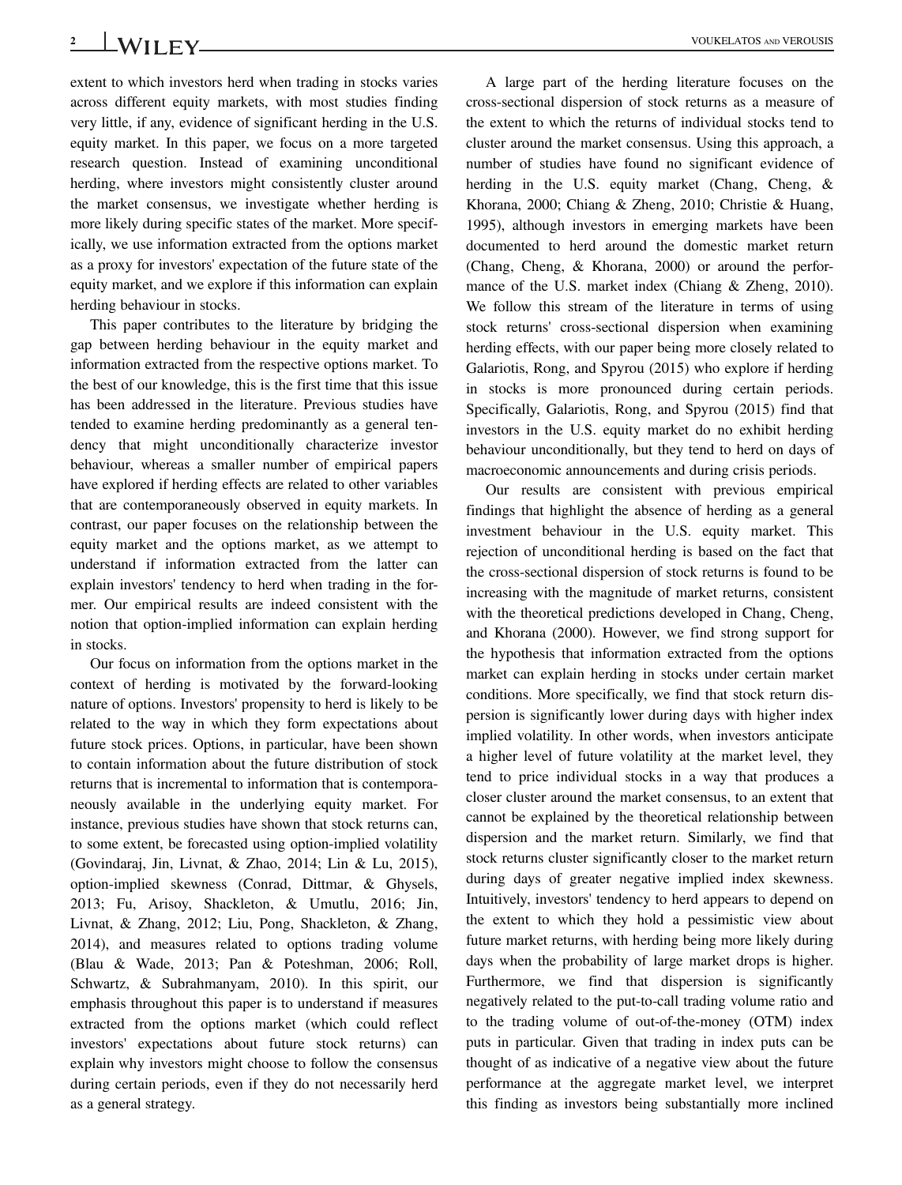extent to which investors herd when trading in stocks varies across different equity markets, with most studies finding very little, if any, evidence of significant herding in the U.S. equity market. In this paper, we focus on a more targeted research question. Instead of examining unconditional herding, where investors might consistently cluster around the market consensus, we investigate whether herding is more likely during specific states of the market. More specifically, we use information extracted from the options market as a proxy for investors' expectation of the future state of the equity market, and we explore if this information can explain herding behaviour in stocks.

This paper contributes to the literature by bridging the gap between herding behaviour in the equity market and information extracted from the respective options market. To the best of our knowledge, this is the first time that this issue has been addressed in the literature. Previous studies have tended to examine herding predominantly as a general tendency that might unconditionally characterize investor behaviour, whereas a smaller number of empirical papers have explored if herding effects are related to other variables that are contemporaneously observed in equity markets. In contrast, our paper focuses on the relationship between the equity market and the options market, as we attempt to understand if information extracted from the latter can explain investors' tendency to herd when trading in the former. Our empirical results are indeed consistent with the notion that option-implied information can explain herding in stocks.

Our focus on information from the options market in the context of herding is motivated by the forward-looking nature of options. Investors' propensity to herd is likely to be related to the way in which they form expectations about future stock prices. Options, in particular, have been shown to contain information about the future distribution of stock returns that is incremental to information that is contemporaneously available in the underlying equity market. For instance, previous studies have shown that stock returns can, to some extent, be forecasted using option-implied volatility (Govindaraj, Jin, Livnat, & Zhao, 2014; Lin & Lu, 2015), option-implied skewness (Conrad, Dittmar, & Ghysels, 2013; Fu, Arisoy, Shackleton, & Umutlu, 2016; Jin, Livnat, & Zhang, 2012; Liu, Pong, Shackleton, & Zhang, 2014), and measures related to options trading volume (Blau & Wade, 2013; Pan & Poteshman, 2006; Roll, Schwartz, & Subrahmanyam, 2010). In this spirit, our emphasis throughout this paper is to understand if measures extracted from the options market (which could reflect investors' expectations about future stock returns) can explain why investors might choose to follow the consensus during certain periods, even if they do not necessarily herd as a general strategy.

A large part of the herding literature focuses on the cross-sectional dispersion of stock returns as a measure of the extent to which the returns of individual stocks tend to cluster around the market consensus. Using this approach, a number of studies have found no significant evidence of herding in the U.S. equity market (Chang, Cheng, & Khorana, 2000; Chiang & Zheng, 2010; Christie & Huang, 1995), although investors in emerging markets have been documented to herd around the domestic market return (Chang, Cheng, & Khorana, 2000) or around the performance of the U.S. market index (Chiang & Zheng, 2010). We follow this stream of the literature in terms of using stock returns' cross-sectional dispersion when examining herding effects, with our paper being more closely related to Galariotis, Rong, and Spyrou (2015) who explore if herding in stocks is more pronounced during certain periods. Specifically, Galariotis, Rong, and Spyrou (2015) find that investors in the U.S. equity market do no exhibit herding behaviour unconditionally, but they tend to herd on days of macroeconomic announcements and during crisis periods.

Our results are consistent with previous empirical findings that highlight the absence of herding as a general investment behaviour in the U.S. equity market. This rejection of unconditional herding is based on the fact that the cross-sectional dispersion of stock returns is found to be increasing with the magnitude of market returns, consistent with the theoretical predictions developed in Chang, Cheng, and Khorana (2000). However, we find strong support for the hypothesis that information extracted from the options market can explain herding in stocks under certain market conditions. More specifically, we find that stock return dispersion is significantly lower during days with higher index implied volatility. In other words, when investors anticipate a higher level of future volatility at the market level, they tend to price individual stocks in a way that produces a closer cluster around the market consensus, to an extent that cannot be explained by the theoretical relationship between dispersion and the market return. Similarly, we find that stock returns cluster significantly closer to the market return during days of greater negative implied index skewness. Intuitively, investors' tendency to herd appears to depend on the extent to which they hold a pessimistic view about future market returns, with herding being more likely during days when the probability of large market drops is higher. Furthermore, we find that dispersion is significantly negatively related to the put-to-call trading volume ratio and to the trading volume of out-of-the-money (OTM) index puts in particular. Given that trading in index puts can be thought of as indicative of a negative view about the future performance at the aggregate market level, we interpret this finding as investors being substantially more inclined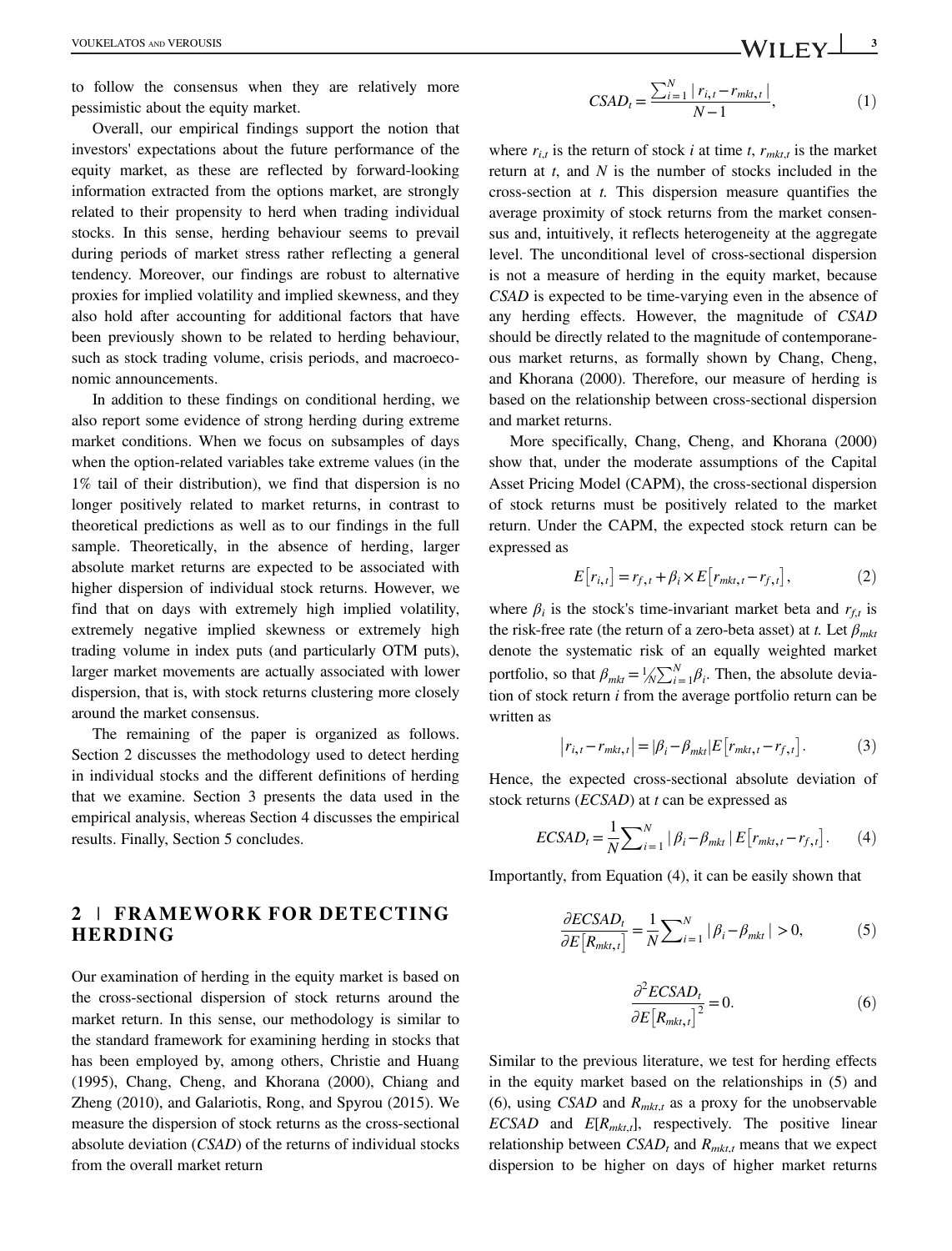to follow the consensus when they are relatively more pessimistic about the equity market.

Overall, our empirical findings support the notion that investors' expectations about the future performance of the equity market, as these are reflected by forward-looking information extracted from the options market, are strongly related to their propensity to herd when trading individual stocks. In this sense, herding behaviour seems to prevail during periods of market stress rather reflecting a general tendency. Moreover, our findings are robust to alternative proxies for implied volatility and implied skewness, and they also hold after accounting for additional factors that have been previously shown to be related to herding behaviour, such as stock trading volume, crisis periods, and macroeconomic announcements.

In addition to these findings on conditional herding, we also report some evidence of strong herding during extreme market conditions. When we focus on subsamples of days when the option-related variables take extreme values (in the 1% tail of their distribution), we find that dispersion is no longer positively related to market returns, in contrast to theoretical predictions as well as to our findings in the full sample. Theoretically, in the absence of herding, larger absolute market returns are expected to be associated with higher dispersion of individual stock returns. However, we find that on days with extremely high implied volatility, extremely negative implied skewness or extremely high trading volume in index puts (and particularly OTM puts), larger market movements are actually associated with lower dispersion, that is, with stock returns clustering more closely around the market consensus.

The remaining of the paper is organized as follows. Section 2 discusses the methodology used to detect herding in individual stocks and the different definitions of herding that we examine. Section 3 presents the data used in the empirical analysis, whereas Section 4 discusses the empirical results. Finally, Section 5 concludes.

## 2 | FRAMEWORK FOR DETECTING HERDING

Our examination of herding in the equity market is based on the cross-sectional dispersion of stock returns around the market return. In this sense, our methodology is similar to the standard framework for examining herding in stocks that has been employed by, among others, Christie and Huang (1995), Chang, Cheng, and Khorana (2000), Chiang and Zheng (2010), and Galariotis, Rong, and Spyrou (2015). We measure the dispersion of stock returns as the cross-sectional absolute deviation (*CSAD*) of the returns of individual stocks from the overall market return

$$CSAD_t = \frac{\sum_{i=1}^{N} |r_{i,t} - r_{mkt,t}|}{N-1}, \tag{1}$$

where $r_{i,t}$ is the return of stock $i$ at time $t$, $r_{mkt,t}$ is the market return at $t$, and $N$ is the number of stocks included in the cross-section at $t$. This dispersion measure quantifies the average proximity of stock returns from the market consensus and, intuitively, it reflects heterogeneity at the aggregate level. The unconditional level of cross-sectional dispersion is not a measure of herding in the equity market, because *CSAD* is expected to be time-varying even in the absence of any herding effects. However, the magnitude of *CSAD* should be directly related to the magnitude of contemporaneous market returns, as formally shown by Chang, Cheng, and Khorana (2000). Therefore, our measure of herding is based on the relationship between cross-sectional dispersion and market returns.

More specifically, Chang, Cheng, and Khorana (2000) show that, under the moderate assumptions of the Capital Asset Pricing Model (CAPM), the cross-sectional dispersion of stock returns must be positively related to the market return. Under the CAPM, the expected stock return can be expressed as

$$E[r_{i,t}] = r_{f,t} + \beta_i \times E[r_{mkt,t} - r_{f,t}], \tag{2}$$

where $\beta_i$ is the stock's time-invariant market beta and $r_{f,t}$ is the risk-free rate (the return of a zero-beta asset) at $t$. Let $\beta_{mkt}$ denote the systematic risk of an equally weighted market portfolio, so that $\beta_{mkt} = 1/N \sum_{i=1}^{N} \beta_i$. Then, the absolute deviation of stock return $i$ from the average portfolio return can be written as

$$|r_{i,t} - r_{mkt,t}| = |\beta_i - \beta_{mkt}| E[r_{mkt,t} - r_{f,t}]. \tag{3}$$

Hence, the expected cross-sectional absolute deviation of stock returns (*ECSAD*) at $t$ can be expressed as

$$ECSAD_t = \frac{1}{N} \sum_{i=1}^{N} |\beta_i - \beta_{mkt}| E[r_{mkt,t} - r_{f,t}]. \tag{4}$$

Importantly, from Equation (4), it can be easily shown that

$$\frac{\partial ECSAD_t}{\partial E[R_{mkt,t}]} = \frac{1}{N} \sum_{i=1}^{N} |\beta_i - \beta_{mkt}| > 0, \tag{5}$$

$$\frac{\partial^2 ECSAD_t}{\partial E[R_{mkt,t}]^2} = 0. \tag{6}$$

Similar to the previous literature, we test for herding effects in the equity market based on the relationships in (5) and (6), using *CSAD* and $R_{mkt,t}$ as a proxy for the unobservable *ECSAD* and $E[R_{mkt,t}]$, respectively. The positive linear relationship between $CSAD_t$ and $R_{mkt,t}$ means that we expect dispersion to be higher on days of higher market returns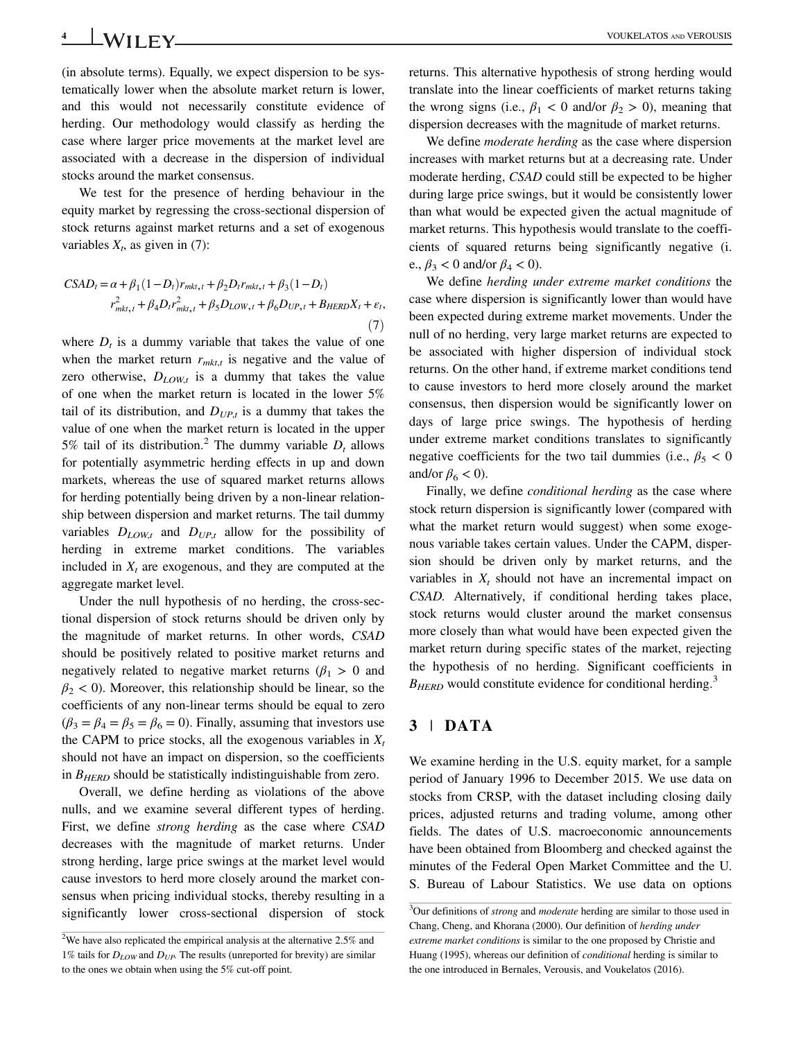(in absolute terms). Equally, we expect dispersion to be systematically lower when the absolute market return is lower, and this would not necessarily constitute evidence of herding. Our methodology would classify as herding the case where larger price movements at the market level are associated with a decrease in the dispersion of individual stocks around the market consensus.

We test for the presence of herding behaviour in the equity market by regressing the cross-sectional dispersion of stock returns against market returns and a set of exogenous variables $X_t$, as given in (7):

$$CSAD_t = \alpha + \beta_1 (1 - D_t) r_{mkt,t} + \beta_2 D_t r_{mkt,t} + \beta_3 (1 - D_t) r^2_{mkt,t} + \beta_4 D_t r^2_{mkt,t} + \beta_5 D_{LOW,t} + \beta_6 D_{UP,t} + B_{HERD} X_t + \varepsilon_t, \quad (7)$$

where $D_t$ is a dummy variable that takes the value of one when the market return $r_{mkt,t}$ is negative and the value of zero otherwise, $D_{LOW,t}$ is a dummy that takes the value of one when the market return is located in the lower 5% tail of its distribution, and $D_{UP,t}$ is a dummy that takes the value of one when the market return is located in the upper 5% tail of its distribution.[2] The dummy variable $D_t$ allows for potentially asymmetric herding effects in up and down markets, whereas the use of squared market returns allows for herding potentially being driven by a non-linear relationship between dispersion and market returns. The tail dummy variables $D_{LOW,t}$ and $D_{UP,t}$ allow for the possibility of herding in extreme market conditions. The variables included in $X_t$ are exogenous, and they are computed at the aggregate market level.

Under the null hypothesis of no herding, the cross-sectional dispersion of stock returns should be driven only by the magnitude of market returns. In other words, *CSAD* should be positively related to positive market returns and negatively related to negative market returns ($\beta_1 > 0$ and $\beta_2 < 0$). Moreover, this relationship should be linear, so the coefficients of any non-linear terms should be equal to zero ($\beta_3 = \beta_4 = \beta_5 = \beta_6 = 0$). Finally, assuming that investors use the CAPM to price stocks, all the exogenous variables in $X_t$ should not have an impact on dispersion, so the coefficients in $B_{HERD}$ should be statistically indistinguishable from zero.

Overall, we define herding as violations of the above nulls, and we examine several different types of herding. First, we define *strong herding* as the case where *CSAD* decreases with the magnitude of market returns. Under strong herding, large price swings at the market level would cause investors to herd more closely around the market consensus when pricing individual stocks, thereby resulting in a significantly lower cross-sectional dispersion of stock returns. This alternative hypothesis of strong herding would translate into the linear coefficients of market returns taking the wrong signs (i.e., $\beta_1 < 0$ and/or $\beta_2 > 0$), meaning that dispersion decreases with the magnitude of market returns.

We define *moderate herding* as the case where dispersion increases with market returns but at a decreasing rate. Under moderate herding, *CSAD* could still be expected to be higher during large price swings, but it would be consistently lower than what would be expected given the actual magnitude of market returns. This hypothesis would translate to the coefficients of squared returns being significantly negative (i.e., $\beta_3 < 0$ and/or $\beta_4 < 0$).

We define *herding under extreme market conditions* the case where dispersion is significantly lower than would have been expected during extreme market movements. Under the null of no herding, very large market returns are expected to be associated with higher dispersion of individual stock returns. On the other hand, if extreme market conditions tend to cause investors to herd more closely around the market consensus, then dispersion would be significantly lower on days of large price swings. The hypothesis of herding under extreme market conditions translates to significantly negative coefficients for the two tail dummies (i.e., $\beta_5 < 0$ and/or $\beta_6 < 0$).

Finally, we define *conditional herding* as the case where stock return dispersion is significantly lower (compared with what the market return would suggest) when some exogenous variable takes certain values. Under the CAPM, dispersion should be driven only by market returns, and the variables in $X_t$ should not have an incremental impact on *CSAD*. Alternatively, if conditional herding takes place, stock returns would cluster around the market consensus more closely than what would have been expected given the market return during specific states of the market, rejecting the hypothesis of no herding. Significant coefficients in $B_{HERD}$ would constitute evidence for conditional herding.[3]

## 3 | DATA

We examine herding in the U.S. equity market, for a sample period of January 1996 to December 2015. We use data on stocks from CRSP, with the dataset including closing daily prices, adjusted returns and trading volume, among other fields. The dates of U.S. macroeconomic announcements have been obtained from Bloomberg and checked against the minutes of the Federal Open Market Committee and the U.S. Bureau of Labour Statistics. We use data on options

[2] We have also replicated the empirical analysis at the alternative 2.5% and 1% tails for $D_{LOW}$ and $D_{UP}$. The results (unreported for brevity) are similar to the ones we obtain when using the 5% cut-off point.

[3] Our definitions of *strong* and *moderate* herding are similar to those used in Chang, Cheng, and Khorana (2000). Our definition of *herding under extreme market conditions* is similar to the one proposed by Christie and Huang (1995), whereas our definition of *conditional* herding is similar to the one introduced in Bernales, Verousis, and Voukelatos (2016).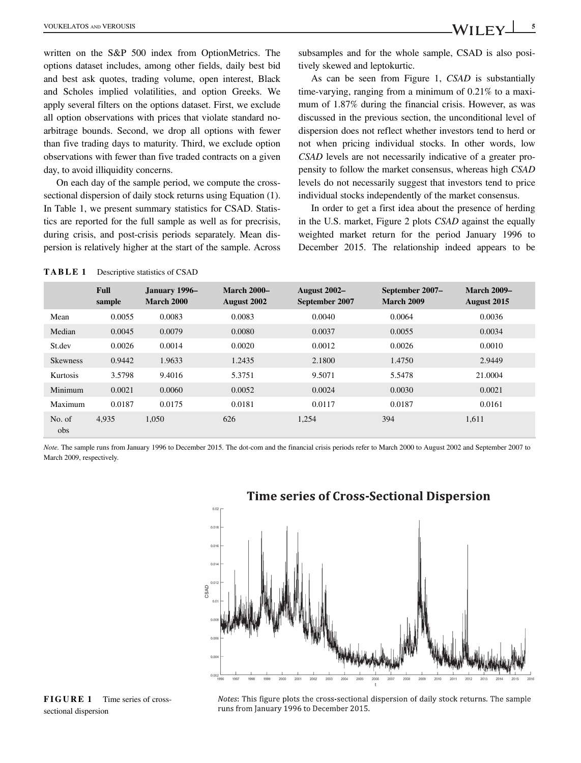written on the S&P 500 index from OptionMetrics. The options dataset includes, among other fields, daily best bid and best ask quotes, trading volume, open interest, Black and Scholes implied volatilities, and option Greeks. We apply several filters on the options dataset. First, we exclude all option observations with prices that violate standard no-arbitrage bounds. Second, we drop all options with fewer than five trading days to maturity. Third, we exclude option observations with fewer than five traded contracts on a given day, to avoid illiquidity concerns.

On each day of the sample period, we compute the cross-sectional dispersion of daily stock returns using Equation (1). In Table 1, we present summary statistics for CSAD. Statistics are reported for the full sample as well as for precrisis, during crisis, and post-crisis periods separately. Mean dispersion is relatively higher at the start of the sample. Across subsamples and for the whole sample, CSAD is also positively skewed and leptokurtic.

As can be seen from Figure 1, *CSAD* is substantially time-varying, ranging from a minimum of 0.21% to a maximum of 1.87% during the financial crisis. However, as was discussed in the previous section, the unconditional level of dispersion does not reflect whether investors tend to herd or not when pricing individual stocks. In other words, low *CSAD* levels are not necessarily indicative of a greater propensity to follow the market consensus, whereas high *CSAD* levels do not necessarily suggest that investors tend to price individual stocks independently of the market consensus.

In order to get a first idea about the presence of herding in the U.S. market, Figure 2 plots *CSAD* against the equally weighted market return for the period January 1996 to December 2015. The relationship indeed appears to be

**TABLE 1** Descriptive statistics of CSAD

| | Full sample | January 1996–March 2000 | March 2000–August 2002 | August 2002–September 2007 | September 2007–March 2009 | March 2009–August 2015 |
|---|---|---|---|---|---|---|
| Mean | 0.0055 | 0.0083 | 0.0083 | 0.0040 | 0.0064 | 0.0036 |
| Median | 0.0045 | 0.0079 | 0.0080 | 0.0037 | 0.0055 | 0.0034 |
| St.dev | 0.0026 | 0.0014 | 0.0020 | 0.0012 | 0.0026 | 0.0010 |
| Skewness | 0.9442 | 1.9633 | 1.2435 | 2.1800 | 1.4750 | 2.9449 |
| Kurtosis | 3.5798 | 9.4016 | 5.3751 | 9.5071 | 5.5478 | 21.0004 |
| Minimum | 0.0021 | 0.0060 | 0.0052 | 0.0024 | 0.0030 | 0.0021 |
| Maximum | 0.0187 | 0.0175 | 0.0181 | 0.0117 | 0.0187 | 0.0161 |
| No. of obs | 4,935 | 1,050 | 626 | 1,254 | 394 | 1,611 |

*Note.* The sample runs from January 1996 to December 2015. The dot-com and the financial crisis periods refer to March 2000 to August 2002 and September 2007 to March 2009, respectively.

**FIGURE 1** Time series of cross-sectional dispersion

*Notes*: This figure plots the cross-sectional dispersion of daily stock returns. The sample runs from January 1996 to December 2015.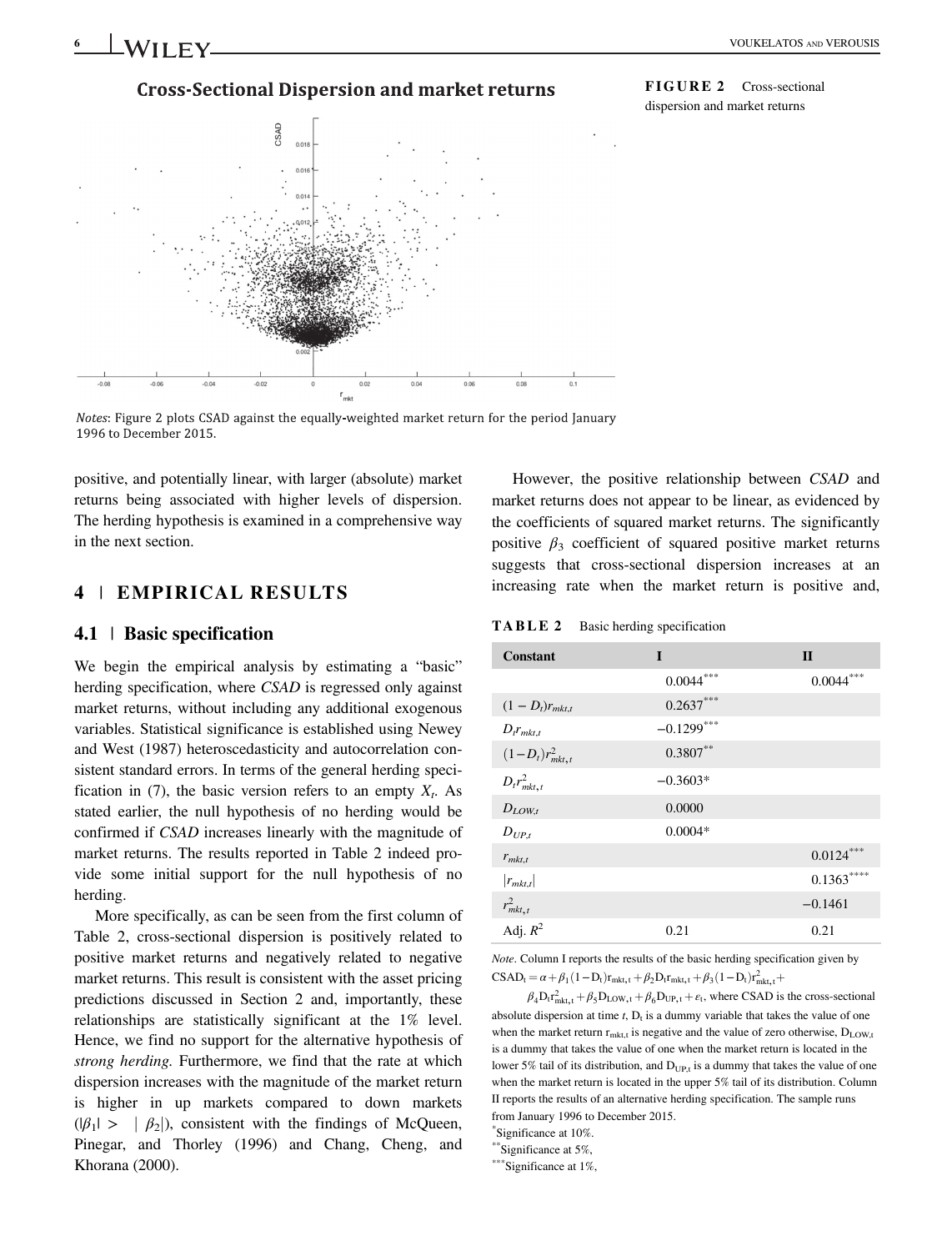**Cross-Sectional Dispersion and market returns**

**FIGURE 2** Cross-sectional dispersion and market returns

*Notes*: Figure 2 plots CSAD against the equally-weighted market return for the period January 1996 to December 2015.

positive, and potentially linear, with larger (absolute) market returns being associated with higher levels of dispersion. The herding hypothesis is examined in a comprehensive way in the next section.

## 4 | EMPIRICAL RESULTS

### 4.1 | Basic specification

We begin the empirical analysis by estimating a "basic" herding specification, where *CSAD* is regressed only against market returns, without including any additional exogenous variables. Statistical significance is established using Newey and West (1987) heteroscedasticity and autocorrelation consistent standard errors. In terms of the general herding specification in (7), the basic version refers to an empty $X_t$. As stated earlier, the null hypothesis of no herding would be confirmed if *CSAD* increases linearly with the magnitude of market returns. The results reported in Table 2 indeed provide some initial support for the null hypothesis of no herding.

More specifically, as can be seen from the first column of Table 2, cross-sectional dispersion is positively related to positive market returns and negatively related to negative market returns. This result is consistent with the asset pricing predictions discussed in Section 2 and, importantly, these relationships are statistically significant at the 1% level. Hence, we find no support for the alternative hypothesis of *strong herding*. Furthermore, we find that the rate at which dispersion increases with the magnitude of the market return is higher in up markets compared to down markets ($|\beta_1| > |\beta_2|$), consistent with the findings of McQueen, Pinegar, and Thorley (1996) and Chang, Cheng, and Khorana (2000).

However, the positive relationship between *CSAD* and market returns does not appear to be linear, as evidenced by the coefficients of squared market returns. The significantly positive $\beta_3$ coefficient of squared positive market returns suggests that cross-sectional dispersion increases at an increasing rate when the market return is positive and,

**TABLE 2** Basic herding specification

| Constant | I | II |
|---|---|---|
| | 0.0044*** | 0.0044*** |
| $(1-D_t)r_{mkt,t}$ | 0.2637*** | |
| $D_t r_{mkt,t}$ | −0.1299*** | |
| $(1-D_t)r^2_{mkt,t}$ | 0.3807** | |
| $D_t r^2_{mkt,t}$ | −0.3603* | |
| $D_{LOW,t}$ | 0.0000 | |
| $D_{UP,t}$ | 0.0004* | |
| $r_{mkt,t}$ | | 0.0124*** |
| $\lvert r_{mkt,t}\rvert$ | | 0.1363**** |
| $r^2_{mkt,t}$ | | −0.1461 |
| Adj. $R^2$ | 0.21 | 0.21 |

*Note*. Column I reports the results of the basic herding specification given by $CSAD_t = \alpha + \beta_1(1-D_t)r_{mkt,t} + \beta_2 D_t r_{mkt,t} + \beta_3(1-D_t)r^2_{mkt,t} + \beta_4 D_t r^2_{mkt,t} + \beta_5 D_{LOW,t} + \beta_6 D_{UP,t} + \varepsilon_t$, where CSAD is the cross-sectional absolute dispersion at time *t*, $D_t$ is a dummy variable that takes the value of one when the market return $r_{mkt,t}$ is negative and the value of zero otherwise, $D_{LOW,t}$ is a dummy that takes the value of one when the market return is located in the lower 5% tail of its distribution, and $D_{UP,t}$ is a dummy that takes the value of one when the market return is located in the upper 5% tail of its distribution. Column II reports the results of an alternative herding specification. The sample runs from January 1996 to December 2015.

*Significance at 10%.

**Significance at 5%,

***Significance at 1%,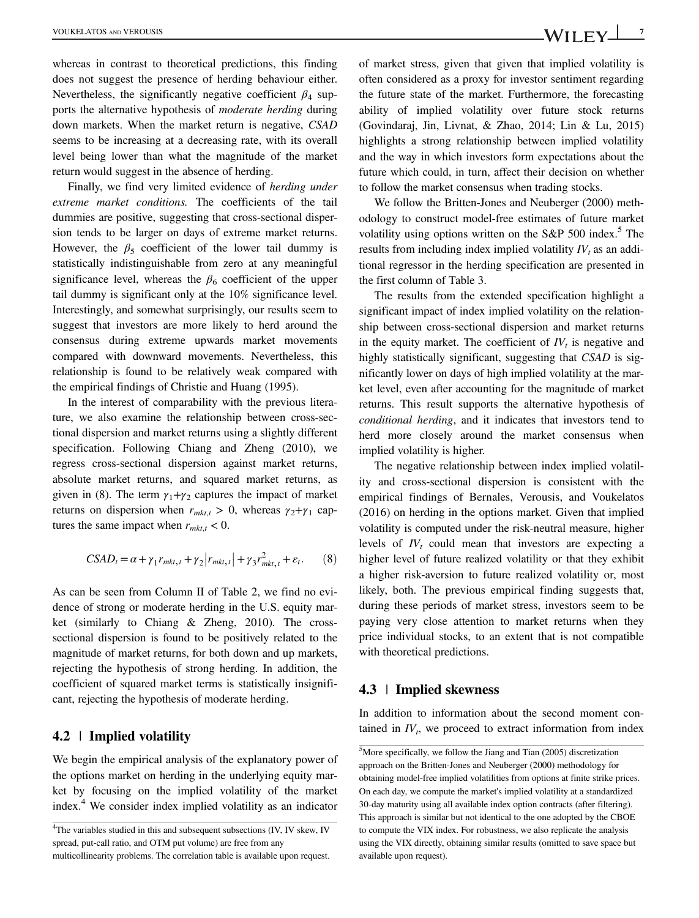whereas in contrast to theoretical predictions, this finding does not suggest the presence of herding behaviour either. Nevertheless, the significantly negative coefficient $\beta_4$ supports the alternative hypothesis of *moderate herding* during down markets. When the market return is negative, *CSAD* seems to be increasing at a decreasing rate, with its overall level being lower than what the magnitude of the market return would suggest in the absence of herding.

Finally, we find very limited evidence of *herding under extreme market conditions.* The coefficients of the tail dummies are positive, suggesting that cross-sectional dispersion tends to be larger on days of extreme market returns. However, the $\beta_5$ coefficient of the lower tail dummy is statistically indistinguishable from zero at any meaningful significance level, whereas the $\beta_6$ coefficient of the upper tail dummy is significant only at the 10% significance level. Interestingly, and somewhat surprisingly, our results seem to suggest that investors are more likely to herd around the consensus during extreme upwards market movements compared with downward movements. Nevertheless, this relationship is found to be relatively weak compared with the empirical findings of Christie and Huang (1995).

In the interest of comparability with the previous literature, we also examine the relationship between cross-sectional dispersion and market returns using a slightly different specification. Following Chiang and Zheng (2010), we regress cross-sectional dispersion against market returns, absolute market returns, and squared market returns, as given in (8). The term $\gamma_1+\gamma_2$ captures the impact of market returns on dispersion when $r_{mkt,t} > 0$, whereas $\gamma_2+\gamma_1$ captures the same impact when $r_{mkt,t} < 0$.

$$CSAD_t = \alpha + \gamma_1 r_{mkt,t} + \gamma_2 \left| r_{mkt,t} \right| + \gamma_3 r^2_{mkt,t} + \varepsilon_t. \quad (8)$$

As can be seen from Column II of Table 2, we find no evidence of strong or moderate herding in the U.S. equity market (similarly to Chiang & Zheng, 2010). The cross-sectional dispersion is found to be positively related to the magnitude of market returns, for both down and up markets, rejecting the hypothesis of strong herding. In addition, the coefficient of squared market terms is statistically insignificant, rejecting the hypothesis of moderate herding.

## 4.2 | Implied volatility

We begin the empirical analysis of the explanatory power of the options market on herding in the underlying equity market by focusing on the implied volatility of the market index.[4] We consider index implied volatility as an indicator of market stress, given that given that implied volatility is often considered as a proxy for investor sentiment regarding the future state of the market. Furthermore, the forecasting ability of implied volatility over future stock returns (Govindaraj, Jin, Livnat, & Zhao, 2014; Lin & Lu, 2015) highlights a strong relationship between implied volatility and the way in which investors form expectations about the future which could, in turn, affect their decision on whether to follow the market consensus when trading stocks.

We follow the Britten-Jones and Neuberger (2000) methodology to construct model-free estimates of future market volatility using options written on the S&P 500 index.[5] The results from including index implied volatility $IV_t$ as an additional regressor in the herding specification are presented in the first column of Table 3.

The results from the extended specification highlight a significant impact of index implied volatility on the relationship between cross-sectional dispersion and market returns in the equity market. The coefficient of $IV_t$ is negative and highly statistically significant, suggesting that *CSAD* is significantly lower on days of high implied volatility at the market level, even after accounting for the magnitude of market returns. This result supports the alternative hypothesis of *conditional herding*, and it indicates that investors tend to herd more closely around the market consensus when implied volatility is higher.

The negative relationship between index implied volatility and cross-sectional dispersion is consistent with the empirical findings of Bernales, Verousis, and Voukelatos (2016) on herding in the options market. Given that implied volatility is computed under the risk-neutral measure, higher levels of $IV_t$ could mean that investors are expecting a higher level of future realized volatility or that they exhibit a higher risk-aversion to future realized volatility or, most likely, both. The previous empirical finding suggests that, during these periods of market stress, investors seem to be paying very close attention to market returns when they price individual stocks, to an extent that is not compatible with theoretical predictions.

## 4.3 | Implied skewness

In addition to information about the second moment contained in $IV_t$, we proceed to extract information from index

[4]The variables studied in this and subsequent subsections (IV, IV skew, IV spread, put-call ratio, and OTM put volume) are free from any multicollinearity problems. The correlation table is available upon request.

[5]More specifically, we follow the Jiang and Tian (2005) discretization approach on the Britten-Jones and Neuberger (2000) methodology for obtaining model-free implied volatilities from options at finite strike prices. On each day, we compute the market's implied volatility at a standardized 30-day maturity using all available index option contracts (after filtering). This approach is similar but not identical to the one adopted by the CBOE to compute the VIX index. For robustness, we also replicate the analysis using the VIX directly, obtaining similar results (omitted to save space but available upon request).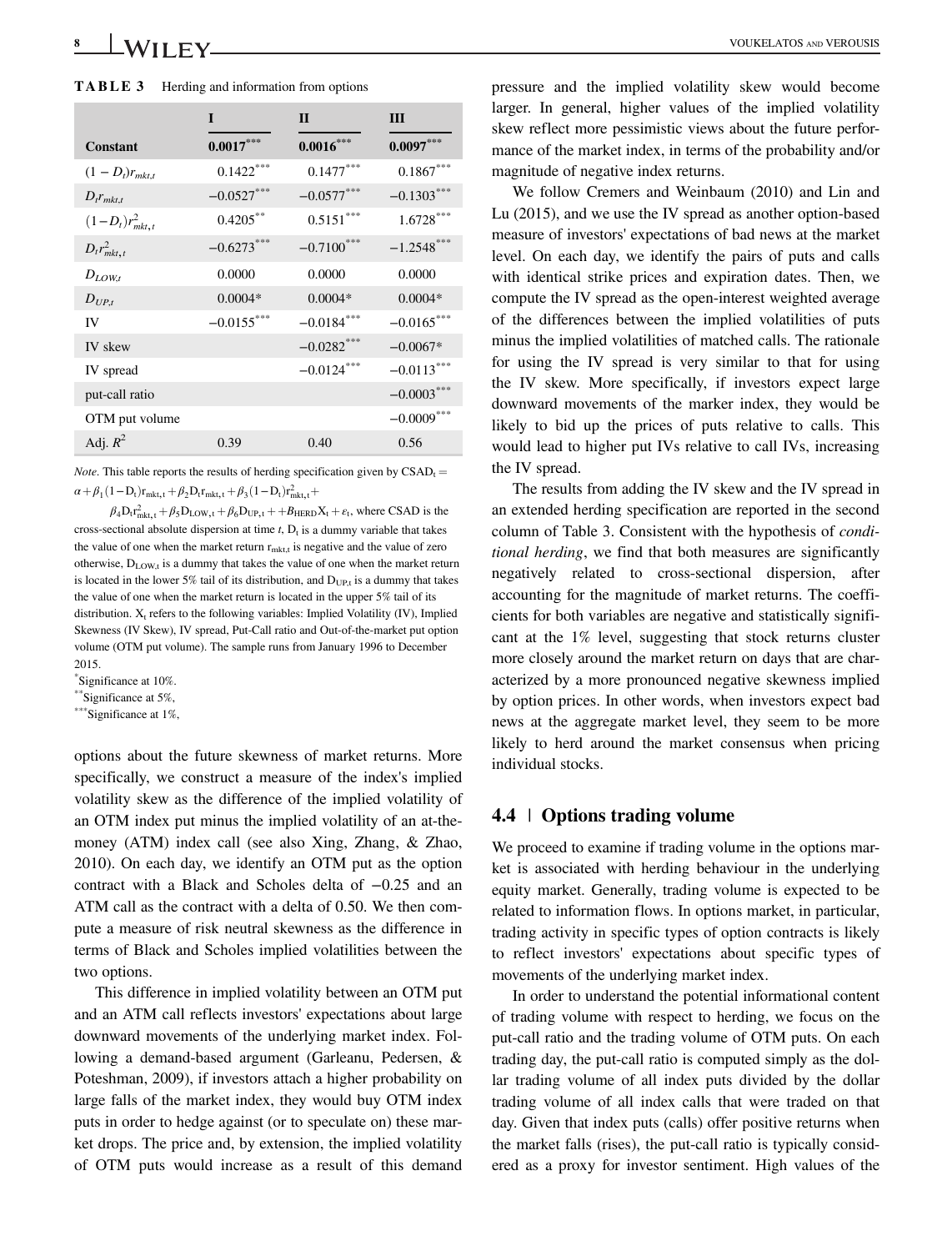**TABLE 3** Herding and information from options

| Constant | I $0.0017^{***}$ | II $0.0016^{***}$ | III $0.0097^{***}$ |
|---|---|---|---|
| $(1-D_t)r_{mkt,t}$ | $0.1422^{***}$ | $0.1477^{***}$ | $0.1867^{***}$ |
| $D_t r_{mkt,t}$ | $-0.0527^{***}$ | $-0.0577^{***}$ | $-0.1303^{***}$ |
| $(1-D_t)r^2_{mkt,t}$ | $0.4205^{**}$ | $0.5151^{***}$ | $1.6728^{***}$ |
| $D_t r^2_{mkt,t}$ | $-0.6273^{***}$ | $-0.7100^{***}$ | $-1.2548^{***}$ |
| $D_{LOW,t}$ | 0.0000 | 0.0000 | 0.0000 |
| $D_{UP,t}$ | 0.0004* | 0.0004* | 0.0004* |
| IV | $-0.0155^{***}$ | $-0.0184^{***}$ | $-0.0165^{***}$ |
| IV skew | | $-0.0282^{***}$ | $-0.0067$* |
| IV spread | | $-0.0124^{***}$ | $-0.0113^{***}$ |
| put-call ratio | | | $-0.0003^{***}$ |
| OTM put volume | | | $-0.0009^{***}$ |
| Adj. $R^2$ | 0.39 | 0.40 | 0.56 |

*Note*. This table reports the results of herding specification given by $\text{CSAD}_t = \alpha+\beta_1(1-D_t)r_{mkt,t}+\beta_2 D_t r_{mkt,t}+\beta_3(1-D_t)r^2_{mkt,t}+\beta_4 D_t r^2_{mkt,t}+\beta_5 D_{LOW,t}+\beta_6 D_{UP,t}++B_{HERD}X_t+\varepsilon_t$, where CSAD is the cross-sectional absolute dispersion at time $t$, $D_t$ is a dummy variable that takes the value of one when the market return $r_{mkt,t}$ is negative and the value of zero otherwise, $D_{LOW,t}$ is a dummy that takes the value of one when the market return is located in the lower 5% tail of its distribution, and $D_{UP,t}$ is a dummy that takes the value of one when the market return is located in the upper 5% tail of its distribution. $X_t$ refers to the following variables: Implied Volatility (IV), Implied Skewness (IV Skew), IV spread, Put-Call ratio and Out-of-the-market put option volume (OTM put volume). The sample runs from January 1996 to December 2015.

*Significance at 10%.

**Significance at 5%,

***Significance at 1%,

options about the future skewness of market returns. More specifically, we construct a measure of the index's implied volatility skew as the difference of the implied volatility of an OTM index put minus the implied volatility of an at-the-money (ATM) index call (see also Xing, Zhang, & Zhao, 2010). On each day, we identify an OTM put as the option contract with a Black and Scholes delta of −0.25 and an ATM call as the contract with a delta of 0.50. We then compute a measure of risk neutral skewness as the difference in terms of Black and Scholes implied volatilities between the two options.

This difference in implied volatility between an OTM put and an ATM call reflects investors' expectations about large downward movements of the underlying market index. Following a demand-based argument (Garleanu, Pedersen, & Poteshman, 2009), if investors attach a higher probability on large falls of the market index, they would buy OTM index puts in order to hedge against (or to speculate on) these market drops. The price and, by extension, the implied volatility of OTM puts would increase as a result of this demand pressure and the implied volatility skew would become larger. In general, higher values of the implied volatility skew reflect more pessimistic views about the future performance of the market index, in terms of the probability and/or magnitude of negative index returns.

We follow Cremers and Weinbaum (2010) and Lin and Lu (2015), and we use the IV spread as another option-based measure of investors' expectations of bad news at the market level. On each day, we identify the pairs of puts and calls with identical strike prices and expiration dates. Then, we compute the IV spread as the open-interest weighted average of the differences between the implied volatilities of puts minus the implied volatilities of matched calls. The rationale for using the IV spread is very similar to that for using the IV skew. More specifically, if investors expect large downward movements of the marker index, they would be likely to bid up the prices of puts relative to calls. This would lead to higher put IVs relative to call IVs, increasing the IV spread.

The results from adding the IV skew and the IV spread in an extended herding specification are reported in the second column of Table 3. Consistent with the hypothesis of *conditional herding*, we find that both measures are significantly negatively related to cross-sectional dispersion, after accounting for the magnitude of market returns. The coefficients for both variables are negative and statistically significant at the 1% level, suggesting that stock returns cluster more closely around the market return on days that are characterized by a more pronounced negative skewness implied by option prices. In other words, when investors expect bad news at the aggregate market level, they seem to be more likely to herd around the market consensus when pricing individual stocks.

## 4.4 | Options trading volume

We proceed to examine if trading volume in the options market is associated with herding behaviour in the underlying equity market. Generally, trading volume is expected to be related to information flows. In options market, in particular, trading activity in specific types of option contracts is likely to reflect investors' expectations about specific types of movements of the underlying market index.

In order to understand the potential informational content of trading volume with respect to herding, we focus on the put-call ratio and the trading volume of OTM puts. On each trading day, the put-call ratio is computed simply as the dollar trading volume of all index puts divided by the dollar trading volume of all index calls that were traded on that day. Given that index puts (calls) offer positive returns when the market falls (rises), the put-call ratio is typically considered as a proxy for investor sentiment. High values of the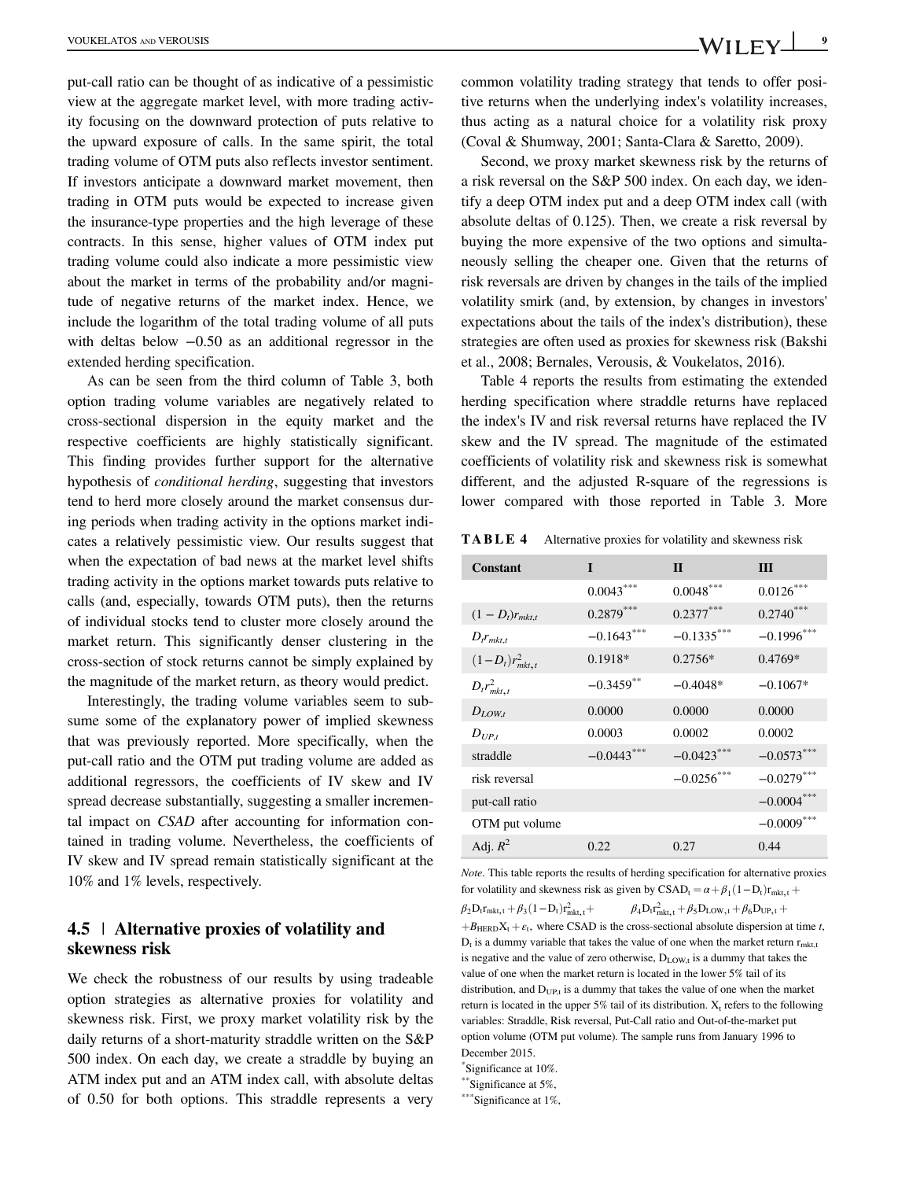put-call ratio can be thought of as indicative of a pessimistic view at the aggregate market level, with more trading activity focusing on the downward protection of puts relative to the upward exposure of calls. In the same spirit, the total trading volume of OTM puts also reflects investor sentiment. If investors anticipate a downward market movement, then trading in OTM puts would be expected to increase given the insurance-type properties and the high leverage of these contracts. In this sense, higher values of OTM index put trading volume could also indicate a more pessimistic view about the market in terms of the probability and/or magnitude of negative returns of the market index. Hence, we include the logarithm of the total trading volume of all puts with deltas below −0.50 as an additional regressor in the extended herding specification.

As can be seen from the third column of Table 3, both option trading volume variables are negatively related to cross-sectional dispersion in the equity market and the respective coefficients are highly statistically significant. This finding provides further support for the alternative hypothesis of *conditional herding*, suggesting that investors tend to herd more closely around the market consensus during periods when trading activity in the options market indicates a relatively pessimistic view. Our results suggest that when the expectation of bad news at the market level shifts trading activity in the options market towards puts relative to calls (and, especially, towards OTM puts), then the returns of individual stocks tend to cluster more closely around the market return. This significantly denser clustering in the cross-section of stock returns cannot be simply explained by the magnitude of the market return, as theory would predict.

Interestingly, the trading volume variables seem to subsume some of the explanatory power of implied skewness that was previously reported. More specifically, when the put-call ratio and the OTM put trading volume are added as additional regressors, the coefficients of IV skew and IV spread decrease substantially, suggesting a smaller incremental impact on *CSAD* after accounting for information contained in trading volume. Nevertheless, the coefficients of IV skew and IV spread remain statistically significant at the 10% and 1% levels, respectively.

## 4.5 | Alternative proxies of volatility and skewness risk

We check the robustness of our results by using tradeable option strategies as alternative proxies for volatility and skewness risk. First, we proxy market volatility risk by the daily returns of a short-maturity straddle written on the S&P 500 index. On each day, we create a straddle by buying an ATM index put and an ATM index call, with absolute deltas of 0.50 for both options. This straddle represents a very common volatility trading strategy that tends to offer positive returns when the underlying index's volatility increases, thus acting as a natural choice for a volatility risk proxy (Coval & Shumway, 2001; Santa-Clara & Saretto, 2009).

Second, we proxy market skewness risk by the returns of a risk reversal on the S&P 500 index. On each day, we identify a deep OTM index put and a deep OTM index call (with absolute deltas of 0.125). Then, we create a risk reversal by buying the more expensive of the two options and simultaneously selling the cheaper one. Given that the returns of risk reversals are driven by changes in the tails of the implied volatility smirk (and, by extension, by changes in investors' expectations about the tails of the index's distribution), these strategies are often used as proxies for skewness risk (Bakshi et al., 2008; Bernales, Verousis, & Voukelatos, 2016).

Table 4 reports the results from estimating the extended herding specification where straddle returns have replaced the index's IV and risk reversal returns have replaced the IV skew and the IV spread. The magnitude of the estimated coefficients of volatility risk and skewness risk is somewhat different, and the adjusted R-square of the regressions is lower compared with those reported in Table 3. More

**TABLE 4** Alternative proxies for volatility and skewness risk

| Constant | I | II | III |
|---|---|---|---|
| | 0.0043*** | 0.0048*** | 0.0126*** |
| $(1-D_t)r_{mkt,t}$ | 0.2879*** | 0.2377*** | 0.2740*** |
| $D_t r_{mkt,t}$ | −0.1643*** | −0.1335*** | −0.1996*** |
| $(1-D_t)r^2_{mkt,t}$ | 0.1918* | 0.2756* | 0.4769* |
| $D_t r^2_{mkt,t}$ | −0.3459** | −0.4048* | −0.1067* |
| $D_{LOW,t}$ | 0.0000 | 0.0000 | 0.0000 |
| $D_{UP,t}$ | 0.0003 | 0.0002 | 0.0002 |
| straddle | −0.0443*** | −0.0423*** | −0.0573*** |
| risk reversal | | −0.0256*** | −0.0279*** |
| put-call ratio | | | −0.0004*** |
| OTM put volume | | | −0.0009*** |
| Adj. $R^2$ | 0.22 | 0.27 | 0.44 |

*Note*. This table reports the results of herding specification for alternative proxies for volatility and skewness risk as given by $CSAD_t = \alpha + \beta_1(1-D_t)r_{mkt,t} + \beta_2 D_t r_{mkt,t} + \beta_3(1-D_t)r^2_{mkt,t} + \beta_4 D_t r^2_{mkt,t} + \beta_5 D_{LOW,t} + \beta_6 D_{UP,t} + B_{HERD} X_t + \varepsilon_t$, where CSAD is the cross-sectional absolute dispersion at time $t$, $D_t$ is a dummy variable that takes the value of one when the market return $r_{mkt,t}$ is negative and the value of zero otherwise, $D_{LOW,t}$ is a dummy that takes the value of one when the market return is located in the lower 5% tail of its distribution, and $D_{UP,t}$ is a dummy that takes the value of one when the market return is located in the upper 5% tail of its distribution. $X_t$ refers to the following variables: Straddle, Risk reversal, Put-Call ratio and Out-of-the-market put option volume (OTM put volume). The sample runs from January 1996 to December 2015.

*Significance at 10%.

**Significance at 5%,

***Significance at 1%,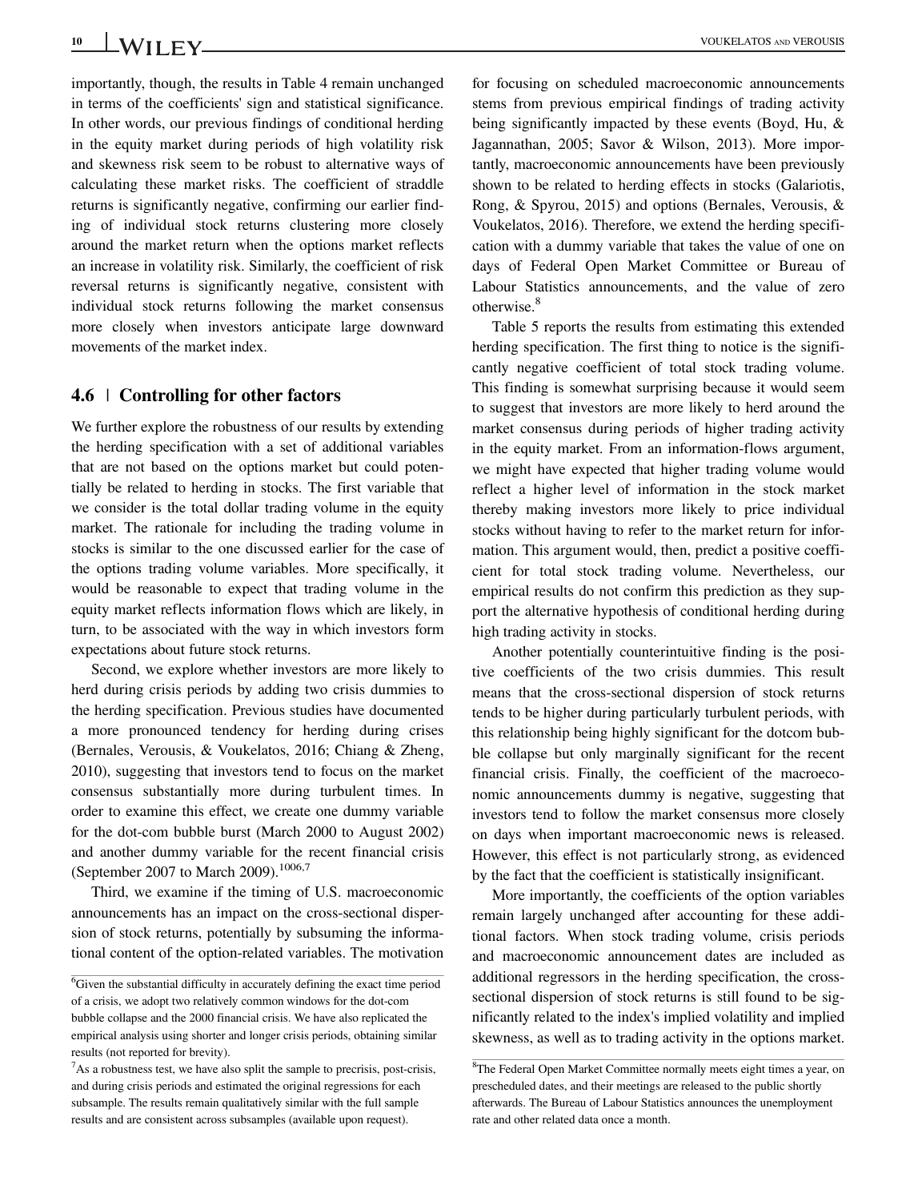importantly, though, the results in Table 4 remain unchanged in terms of the coefficients' sign and statistical significance. In other words, our previous findings of conditional herding in the equity market during periods of high volatility risk and skewness risk seem to be robust to alternative ways of calculating these market risks. The coefficient of straddle returns is significantly negative, confirming our earlier finding of individual stock returns clustering more closely around the market return when the options market reflects an increase in volatility risk. Similarly, the coefficient of risk reversal returns is significantly negative, consistent with individual stock returns following the market consensus more closely when investors anticipate large downward movements of the market index.

## 4.6 | Controlling for other factors

We further explore the robustness of our results by extending the herding specification with a set of additional variables that are not based on the options market but could potentially be related to herding in stocks. The first variable that we consider is the total dollar trading volume in the equity market. The rationale for including the trading volume in stocks is similar to the one discussed earlier for the case of the options trading volume variables. More specifically, it would be reasonable to expect that trading volume in the equity market reflects information flows which are likely, in turn, to be associated with the way in which investors form expectations about future stock returns.

Second, we explore whether investors are more likely to herd during crisis periods by adding two crisis dummies to the herding specification. Previous studies have documented a more pronounced tendency for herding during crises (Bernales, Verousis, & Voukelatos, 2016; Chiang & Zheng, 2010), suggesting that investors tend to focus on the market consensus substantially more during turbulent times. In order to examine this effect, we create one dummy variable for the dot-com bubble burst (March 2000 to August 2002) and another dummy variable for the recent financial crisis (September 2007 to March 2009).[1006,7]

Third, we examine if the timing of U.S. macroeconomic announcements has an impact on the cross-sectional dispersion of stock returns, potentially by subsuming the informational content of the option-related variables. The motivation for focusing on scheduled macroeconomic announcements stems from previous empirical findings of trading activity being significantly impacted by these events (Boyd, Hu, & Jagannathan, 2005; Savor & Wilson, 2013). More importantly, macroeconomic announcements have been previously shown to be related to herding effects in stocks (Galariotis, Rong, & Spyrou, 2015) and options (Bernales, Verousis, & Voukelatos, 2016). Therefore, we extend the herding specification with a dummy variable that takes the value of one on days of Federal Open Market Committee or Bureau of Labour Statistics announcements, and the value of zero otherwise.[8]

Table 5 reports the results from estimating this extended herding specification. The first thing to notice is the significantly negative coefficient of total stock trading volume. This finding is somewhat surprising because it would seem to suggest that investors are more likely to herd around the market consensus during periods of higher trading activity in the equity market. From an information-flows argument, we might have expected that higher trading volume would reflect a higher level of information in the stock market thereby making investors more likely to price individual stocks without having to refer to the market return for information. This argument would, then, predict a positive coefficient for total stock trading volume. Nevertheless, our empirical results do not confirm this prediction as they support the alternative hypothesis of conditional herding during high trading activity in stocks.

Another potentially counterintuitive finding is the positive coefficients of the two crisis dummies. This result means that the cross-sectional dispersion of stock returns tends to be higher during particularly turbulent periods, with this relationship being highly significant for the dotcom bubble collapse but only marginally significant for the recent financial crisis. Finally, the coefficient of the macroeconomic announcements dummy is negative, suggesting that investors tend to follow the market consensus more closely on days when important macroeconomic news is released. However, this effect is not particularly strong, as evidenced by the fact that the coefficient is statistically insignificant.

More importantly, the coefficients of the option variables remain largely unchanged after accounting for these additional factors. When stock trading volume, crisis periods and macroeconomic announcement dates are included as additional regressors in the herding specification, the cross-sectional dispersion of stock returns is still found to be significantly related to the index's implied volatility and implied skewness, as well as to trading activity in the options market.

[6]Given the substantial difficulty in accurately defining the exact time period of a crisis, we adopt two relatively common windows for the dot-com bubble collapse and the 2000 financial crisis. We have also replicated the empirical analysis using shorter and longer crisis periods, obtaining similar results (not reported for brevity).

[7]As a robustness test, we have also split the sample to precrisis, post-crisis, and during crisis periods and estimated the original regressions for each subsample. The results remain qualitatively similar with the full sample results and are consistent across subsamples (available upon request).

[8]The Federal Open Market Committee normally meets eight times a year, on prescheduled dates, and their meetings are released to the public shortly afterwards. The Bureau of Labour Statistics announces the unemployment rate and other related data once a month.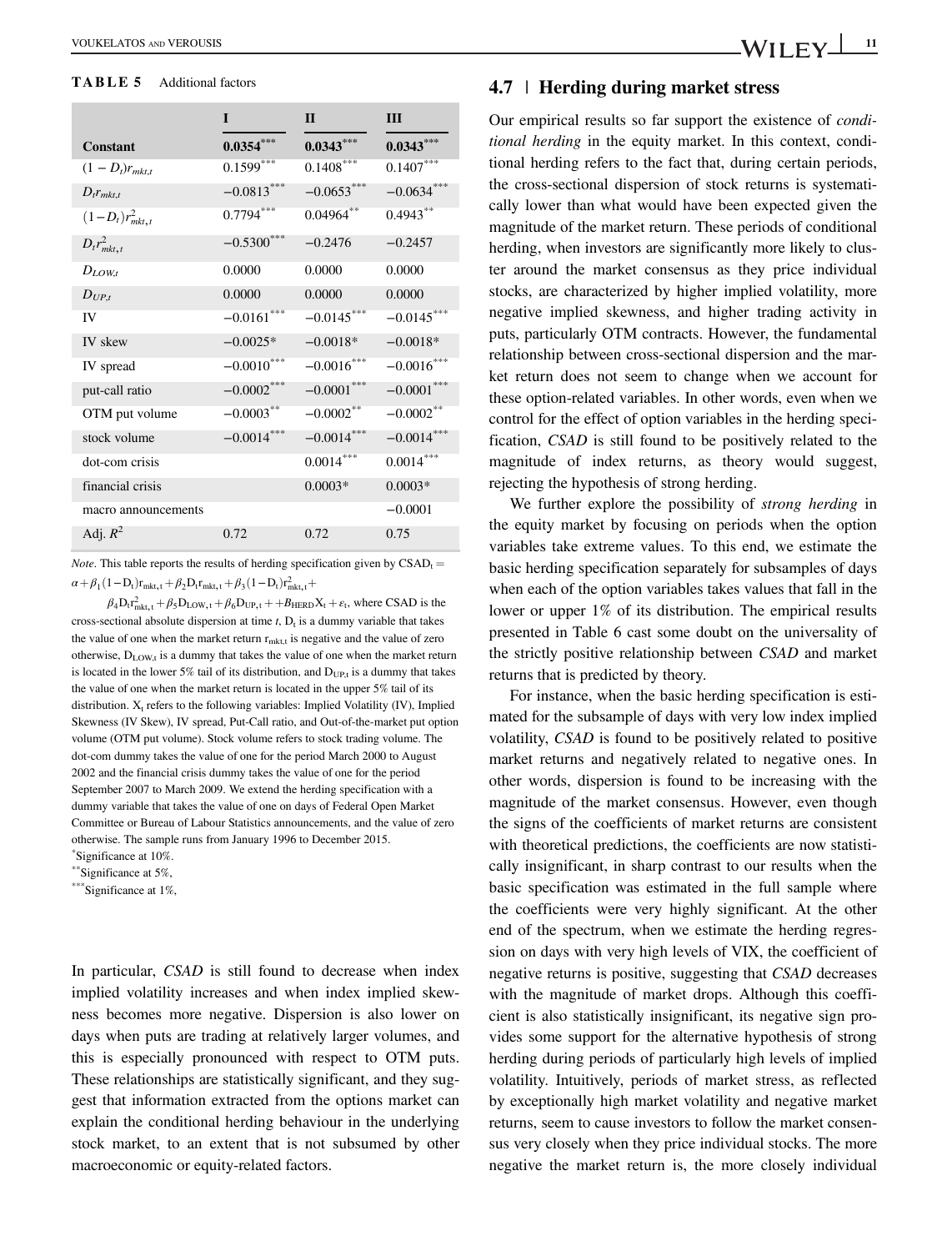**TABLE 5** Additional factors

| | I | II | III |
|---|---|---|---|
| **Constant** | **0.0354*****| **0.0343***** | **0.0343***** |
| $(1-D_t)r_{mkt,t}$ | 0.1599*** | 0.1408*** | 0.1407*** |
| $D_t r_{mkt,t}$ | −0.0813*** | −0.0653*** | −0.0634*** |
| $(1-D_t)r^2_{mkt,t}$ | 0.7794*** | 0.04964** | 0.4943** |
| $D_t r^2_{mkt,t}$ | −0.5300*** | −0.2476 | −0.2457 |
| $D_{LOW,t}$ | 0.0000 | 0.0000 | 0.0000 |
| $D_{UP,t}$ | 0.0000 | 0.0000 | 0.0000 |
| IV | −0.0161*** | −0.0145*** | −0.0145*** |
| IV skew | −0.0025* | −0.0018* | −0.0018* |
| IV spread | −0.0010*** | −0.0016*** | −0.0016*** |
| put-call ratio | −0.0002*** | −0.0001*** | −0.0001*** |
| OTM put volume | −0.0003** | −0.0002** | −0.0002** |
| stock volume | −0.0014*** | −0.0014*** | −0.0014*** |
| dot-com crisis | | 0.0014*** | 0.0014*** |
| financial crisis | | 0.0003* | 0.0003* |
| macro announcements | | | −0.0001 |
| Adj. $R^2$ | 0.72 | 0.72 | 0.75 |

*Note*. This table reports the results of herding specification given by $\text{CSAD}_t = \alpha + \beta_1(1-D_t)r_{mkt,t} + \beta_2 D_t r_{mkt,t} + \beta_3(1-D_t)r^2_{mkt,t} + \beta_4 D_t r^2_{mkt,t} + \beta_5 D_{LOW,t} + \beta_6 D_{UP,t} + +B_{HERD}X_t + \varepsilon_t$, where CSAD is the cross-sectional absolute dispersion at time *t*, $D_t$ is a dummy variable that takes the value of one when the market return $r_{mkt,t}$ is negative and the value of zero otherwise, $D_{LOW,t}$ is a dummy that takes the value of one when the market return is located in the lower 5% tail of its distribution, and $D_{UP,t}$ is a dummy that takes the value of one when the market return is located in the upper 5% tail of its distribution. $X_t$ refers to the following variables: Implied Volatility (IV), Implied Skewness (IV Skew), IV spread, Put-Call ratio, and Out-of-the-market put option volume (OTM put volume). Stock volume refers to stock trading volume. The dot-com dummy takes the value of one for the period March 2000 to August 2002 and the financial crisis dummy takes the value of one for the period September 2007 to March 2009. We extend the herding specification with a dummy variable that takes the value of one on days of Federal Open Market Committee or Bureau of Labour Statistics announcements, and the value of zero otherwise. The sample runs from January 1996 to December 2015.

*Significance at 10%.

**Significance at 5%,

***Significance at 1%,

In particular, *CSAD* is still found to decrease when index implied volatility increases and when index implied skewness becomes more negative. Dispersion is also lower on days when puts are trading at relatively larger volumes, and this is especially pronounced with respect to OTM puts. These relationships are statistically significant, and they suggest that information extracted from the options market can explain the conditional herding behaviour in the underlying stock market, to an extent that is not subsumed by other macroeconomic or equity-related factors.

## 4.7 | Herding during market stress

Our empirical results so far support the existence of *conditional herding* in the equity market. In this context, conditional herding refers to the fact that, during certain periods, the cross-sectional dispersion of stock returns is systematically lower than what would have been expected given the magnitude of the market return. These periods of conditional herding, when investors are significantly more likely to cluster around the market consensus as they price individual stocks, are characterized by higher implied volatility, more negative implied skewness, and higher trading activity in puts, particularly OTM contracts. However, the fundamental relationship between cross-sectional dispersion and the market return does not seem to change when we account for these option-related variables. In other words, even when we control for the effect of option variables in the herding specification, *CSAD* is still found to be positively related to the magnitude of index returns, as theory would suggest, rejecting the hypothesis of strong herding.

We further explore the possibility of *strong herding* in the equity market by focusing on periods when the option variables take extreme values. To this end, we estimate the basic herding specification separately for subsamples of days when each of the option variables takes values that fall in the lower or upper 1% of its distribution. The empirical results presented in Table 6 cast some doubt on the universality of the strictly positive relationship between *CSAD* and market returns that is predicted by theory.

For instance, when the basic herding specification is estimated for the subsample of days with very low index implied volatility, *CSAD* is found to be positively related to positive market returns and negatively related to negative ones. In other words, dispersion is found to be increasing with the magnitude of the market consensus. However, even though the signs of the coefficients of market returns are consistent with theoretical predictions, the coefficients are now statistically insignificant, in sharp contrast to our results when the basic specification was estimated in the full sample where the coefficients were very highly significant. At the other end of the spectrum, when we estimate the herding regression on days with very high levels of VIX, the coefficient of negative returns is positive, suggesting that *CSAD* decreases with the magnitude of market drops. Although this coefficient is also statistically insignificant, its negative sign provides some support for the alternative hypothesis of strong herding during periods of particularly high levels of implied volatility. Intuitively, periods of market stress, as reflected by exceptionally high market volatility and negative market returns, seem to cause investors to follow the market consensus very closely when they price individual stocks. The more negative the market return is, the more closely individual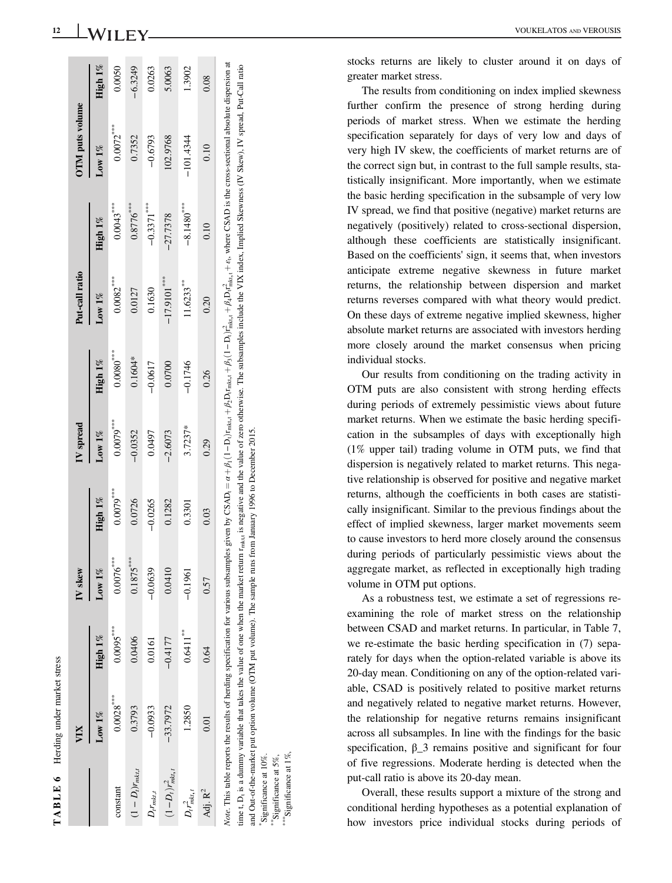**TABLE 6** Herding under market stress

| | VIX | | IV skew | | IV spread | | Put-call ratio | | OTM puts volume | |
|---|---|---|---|---|---|---|---|---|---|---|
| | Low 1% | High 1% | Low 1% | High 1% | Low 1% | High 1% | Low 1% | High 1% | Low 1% | High 1% |
| constant | 0.0028*** | 0.0095*** | 0.0076*** | 0.0079*** | 0.0079*** | 0.0080*** | 0.0082*** | 0.0043*** | 0.0072*** | 0.0050 |
| $(1-D_t)r_{mkt,t}$ | 0.3793 | 0.0406 | 0.1875*** | 0.0726 | −0.0352 | 0.1604* | 0.0127 | 0.8776*** | 0.7352 | −6.3249 |
| $D_t r_{mkt,t}$ | −0.0933 | 0.0161 | −0.0639 | −0.0265 | 0.0497 | −0.0617 | 0.1630 | −0.3371*** | −0.6793 | 0.0263 |
| $(1-D_t)r^2_{mkt,t}$ | −33.7972 | −0.4177 | 0.0410 | 0.1282 | −2.6073 | 0.0700 | −17.9101*** | −27.7378 | 102.9768 | 5.0063 |
| $D_t r^2_{mkt,t}$ | 1.2850 | 0.6411** | −0.1961 | 0.3301 | 3.7237* | −0.1746 | 11.6233** | −8.1480*** | −101.4344 | 1.3902 |
| Adj. $R^2$ | 0.01 | 0.64 | 0.57 | 0.03 | 0.29 | 0.26 | 0.20 | 0.10 | 0.10 | 0.08 |

*Note*. This table reports the results of herding specification for various subsamples given by $CSAD_t = \alpha + \beta_1(1-D_t)r_{mkt,t} + \beta_2 D_t r_{mkt,t} + \beta_3(1-D_t)r^2_{mkt,t} + \beta_4 D_t r^2_{mkt,t} + \epsilon_t$, where CSAD is the cross-sectional absolute dispersion at time t, $D_t$ is a dummy variable that takes the value of one when the market return $r_{mkt,t}$ is negative and the value of zero otherwise. The subsamples include the VIX index, Implied Skewness (IV Skew), IV spread, Put-Call ratio and Out-of-the-market put option volume (OTM put volume). The sample runs from January 1996 to December 2015.

*Significance at 10%.

**Significance at 5%,

***Significance at 1%,

stocks returns are likely to cluster around it on days of greater market stress.

The results from conditioning on index implied skewness further confirm the presence of strong herding during periods of market stress. When we estimate the herding specification separately for days of very low and days of very high IV skew, the coefficients of market returns are of the correct sign but, in contrast to the full sample results, statistically insignificant. More importantly, when we estimate the basic herding specification in the subsample of very low IV spread, we find that positive (negative) market returns are negatively (positively) related to cross-sectional dispersion, although these coefficients are statistically insignificant. Based on the coefficients' sign, it seems that, when investors anticipate extreme negative skewness in future market returns, the relationship between dispersion and market returns reverses compared with what theory would predict. On these days of extreme negative implied skewness, higher absolute market returns are associated with investors herding more closely around the market consensus when pricing individual stocks.

Our results from conditioning on the trading activity in OTM puts are also consistent with strong herding effects during periods of extremely pessimistic views about future market returns. When we estimate the basic herding specification in the subsamples of days with exceptionally high (1% upper tail) trading volume in OTM puts, we find that dispersion is negatively related to market returns. This negative relationship is observed for positive and negative market returns, although the coefficients in both cases are statistically insignificant. Similar to the previous findings about the effect of implied skewness, larger market movements seem to cause investors to herd more closely around the consensus during periods of particularly pessimistic views about the aggregate market, as reflected in exceptionally high trading volume in OTM put options.

As a robustness test, we estimate a set of regressions re-examining the role of market stress on the relationship between CSAD and market returns. In particular, in Table 7, we re-estimate the basic herding specification in (7) separately for days when the option-related variable is above its 20-day mean. Conditioning on any of the option-related variable, CSAD is positively related to positive market returns and negatively related to negative market returns. However, the relationship for negative returns remains insignificant across all subsamples. In line with the findings for the basic specification, $\beta_3$ remains positive and significant for four of five regressions. Moderate herding is detected when the put-call ratio is above its 20-day mean.

Overall, these results support a mixture of the strong and conditional herding hypotheses as a potential explanation of how investors price individual stocks during periods of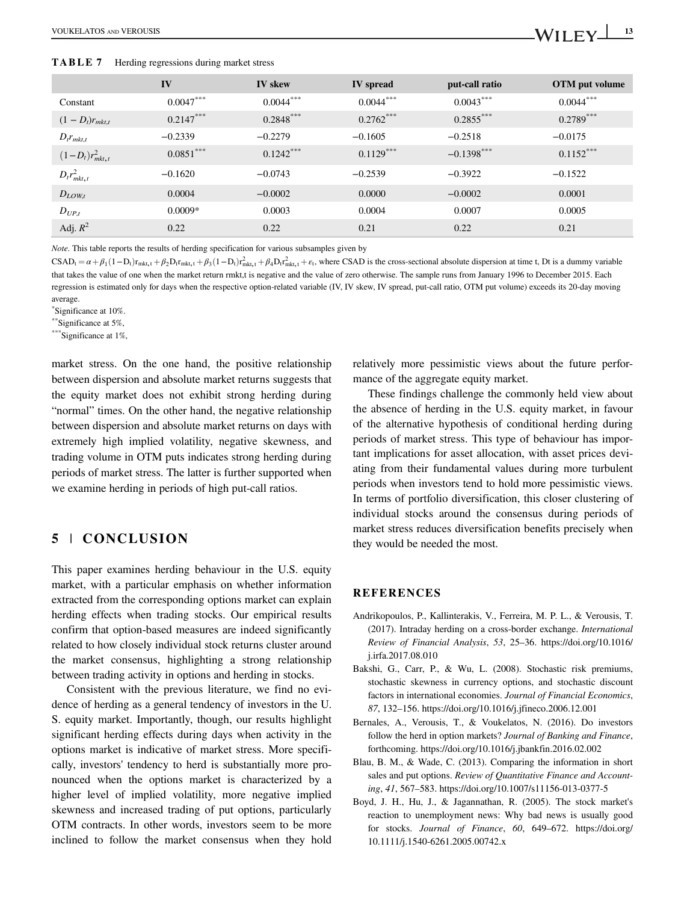**TABLE 7** Herding regressions during market stress

| | IV | IV skew | IV spread | put-call ratio | OTM put volume |
|---|---|---|---|---|---|
| Constant | 0.0047*** | 0.0044*** | 0.0044*** | 0.0043*** | 0.0044*** |
| $(1 - D_t)r_{mkt,t}$ | 0.2147*** | 0.2848*** | 0.2762*** | 0.2855*** | 0.2789*** |
| $D_t r_{mkt,t}$ | −0.2339 | −0.2279 | −0.1605 | −0.2518 | −0.0175 |
| $(1-D_t)r^2_{mkt,t}$ | 0.0851*** | 0.1242*** | 0.1129*** | −0.1398*** | 0.1152*** |
| $D_t r^2_{mkt,t}$ | −0.1620 | −0.0743 | −0.2539 | −0.3922 | −0.1522 |
| $D_{LOW,t}$ | 0.0004 | −0.0002 | 0.0000 | −0.0002 | 0.0001 |
| $D_{UP,t}$ | 0.0009* | 0.0003 | 0.0004 | 0.0007 | 0.0005 |
| Adj. $R^2$ | 0.22 | 0.22 | 0.21 | 0.22 | 0.21 |

*Note*. This table reports the results of herding specification for various subsamples given by

$\text{CSAD}_t = \alpha + \beta_1(1-D_t)r_{mkt,t} + \beta_2 D_t r_{mkt,t} + \beta_3(1-D_t)r^2_{mkt,t} + \beta_4 D_t r^2_{mkt,t} + \varepsilon_t$, where CSAD is the cross-sectional absolute dispersion at time t, Dt is a dummy variable that takes the value of one when the market return rmkt,t is negative and the value of zero otherwise. The sample runs from January 1996 to December 2015. Each regression is estimated only for days when the respective option-related variable (IV, IV skew, IV spread, put-call ratio, OTM put volume) exceeds its 20-day moving average.

*Significance at 10%.

**Significance at 5%,

***Significance at 1%,

market stress. On the one hand, the positive relationship between dispersion and absolute market returns suggests that the equity market does not exhibit strong herding during "normal" times. On the other hand, the negative relationship between dispersion and absolute market returns on days with extremely high implied volatility, negative skewness, and trading volume in OTM puts indicates strong herding during periods of market stress. The latter is further supported when we examine herding in periods of high put-call ratios.

## 5 | CONCLUSION

This paper examines herding behaviour in the U.S. equity market, with a particular emphasis on whether information extracted from the corresponding options market can explain herding effects when trading stocks. Our empirical results confirm that option-based measures are indeed significantly related to how closely individual stock returns cluster around the market consensus, highlighting a strong relationship between trading activity in options and herding in stocks.

Consistent with the previous literature, we find no evidence of herding as a general tendency of investors in the U. S. equity market. Importantly, though, our results highlight significant herding effects during days when activity in the options market is indicative of market stress. More specifically, investors' tendency to herd is substantially more pronounced when the options market is characterized by a higher level of implied volatility, more negative implied skewness and increased trading of put options, particularly OTM contracts. In other words, investors seem to be more inclined to follow the market consensus when they hold relatively more pessimistic views about the future performance of the aggregate equity market.

These findings challenge the commonly held view about the absence of herding in the U.S. equity market, in favour of the alternative hypothesis of conditional herding during periods of market stress. This type of behaviour has important implications for asset allocation, with asset prices deviating from their fundamental values during more turbulent periods when investors tend to hold more pessimistic views. In terms of portfolio diversification, this closer clustering of individual stocks around the consensus during periods of market stress reduces diversification benefits precisely when they would be needed the most.

## REFERENCES

Andrikopoulos, P., Kallinterakis, V., Ferreira, M. P. L., & Verousis, T. (2017). Intraday herding on a cross-border exchange. *International Review of Financial Analysis*, *53*, 25–36. https://doi.org/10.1016/j.irfa.2017.08.010

Bakshi, G., Carr, P., & Wu, L. (2008). Stochastic risk premiums, stochastic skewness in currency options, and stochastic discount factors in international economies. *Journal of Financial Economics*, *87*, 132–156. https://doi.org/10.1016/j.jfineco.2006.12.001

Bernales, A., Verousis, T., & Voukelatos, N. (2016). Do investors follow the herd in option markets? *Journal of Banking and Finance*, forthcoming. https://doi.org/10.1016/j.jbankfin.2016.02.002

Blau, B. M., & Wade, C. (2013). Comparing the information in short sales and put options. *Review of Quantitative Finance and Accounting*, *41*, 567–583. https://doi.org/10.1007/s11156-013-0377-5

Boyd, J. H., Hu, J., & Jagannathan, R. (2005). The stock market's reaction to unemployment news: Why bad news is usually good for stocks. *Journal of Finance*, *60*, 649–672. https://doi.org/10.1111/j.1540-6261.2005.00742.x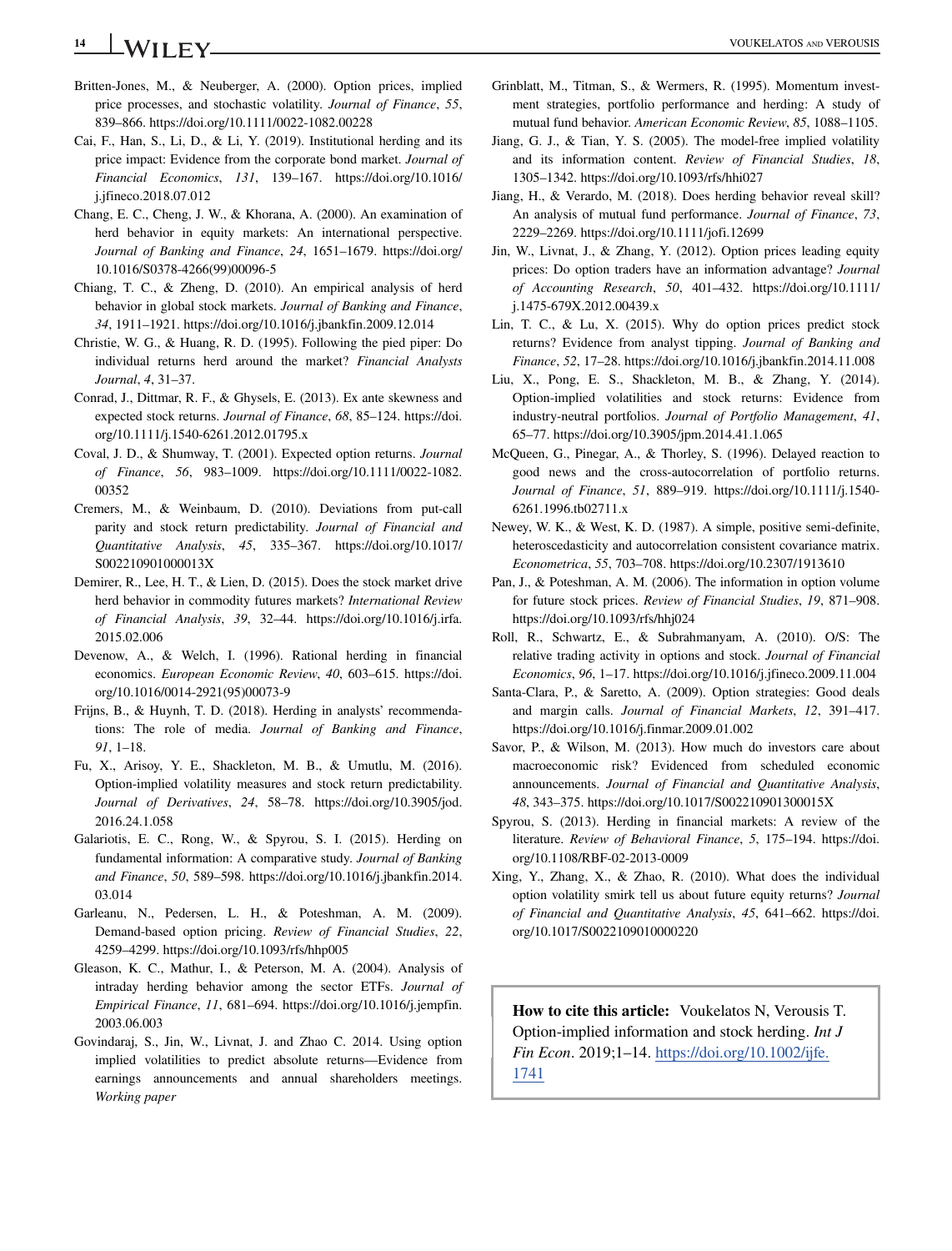Britten-Jones, M., & Neuberger, A. (2000). Option prices, implied price processes, and stochastic volatility. *Journal of Finance*, *55*, 839–866. https://doi.org/10.1111/0022-1082.00228

Cai, F., Han, S., Li, D., & Li, Y. (2019). Institutional herding and its price impact: Evidence from the corporate bond market. *Journal of Financial Economics*, *131*, 139–167. https://doi.org/10.1016/j.jfineco.2018.07.012

Chang, E. C., Cheng, J. W., & Khorana, A. (2000). An examination of herd behavior in equity markets: An international perspective. *Journal of Banking and Finance*, *24*, 1651–1679. https://doi.org/10.1016/S0378-4266(99)00096-5

Chiang, T. C., & Zheng, D. (2010). An empirical analysis of herd behavior in global stock markets. *Journal of Banking and Finance*, *34*, 1911–1921. https://doi.org/10.1016/j.jbankfin.2009.12.014

Christie, W. G., & Huang, R. D. (1995). Following the pied piper: Do individual returns herd around the market? *Financial Analysts Journal*, *4*, 31–37.

Conrad, J., Dittmar, R. F., & Ghysels, E. (2013). Ex ante skewness and expected stock returns. *Journal of Finance*, *68*, 85–124. https://doi.org/10.1111/j.1540-6261.2012.01795.x

Coval, J. D., & Shumway, T. (2001). Expected option returns. *Journal of Finance*, *56*, 983–1009. https://doi.org/10.1111/0022-1082.00352

Cremers, M., & Weinbaum, D. (2010). Deviations from put-call parity and stock return predictability. *Journal of Financial and Quantitative Analysis*, *45*, 335–367. https://doi.org/10.1017/S002210901000013X

Demirer, R., Lee, H. T., & Lien, D. (2015). Does the stock market drive herd behavior in commodity futures markets? *International Review of Financial Analysis*, *39*, 32–44. https://doi.org/10.1016/j.irfa.2015.02.006

Devenow, A., & Welch, I. (1996). Rational herding in financial economics. *European Economic Review*, *40*, 603–615. https://doi.org/10.1016/0014-2921(95)00073-9

Frijns, B., & Huynh, T. D. (2018). Herding in analysts' recommendations: The role of media. *Journal of Banking and Finance*, *91*, 1–18.

Fu, X., Arisoy, Y. E., Shackleton, M. B., & Umutlu, M. (2016). Option-implied volatility measures and stock return predictability. *Journal of Derivatives*, *24*, 58–78. https://doi.org/10.3905/jod.2016.24.1.058

Galariotis, E. C., Rong, W., & Spyrou, S. I. (2015). Herding on fundamental information: A comparative study. *Journal of Banking and Finance*, *50*, 589–598. https://doi.org/10.1016/j.jbankfin.2014.03.014

Garleanu, N., Pedersen, L. H., & Poteshman, A. M. (2009). Demand-based option pricing. *Review of Financial Studies*, *22*, 4259–4299. https://doi.org/10.1093/rfs/hhp005

Gleason, K. C., Mathur, I., & Peterson, M. A. (2004). Analysis of intraday herding behavior among the sector ETFs. *Journal of Empirical Finance*, *11*, 681–694. https://doi.org/10.1016/j.jempfin.2003.06.003

Govindaraj, S., Jin, W., Livnat, J. and Zhao C. 2014. Using option implied volatilities to predict absolute returns—Evidence from earnings announcements and annual shareholders meetings. *Working paper*

Grinblatt, M., Titman, S., & Wermers, R. (1995). Momentum investment strategies, portfolio performance and herding: A study of mutual fund behavior. *American Economic Review*, *85*, 1088–1105.

Jiang, G. J., & Tian, Y. S. (2005). The model-free implied volatility and its information content. *Review of Financial Studies*, *18*, 1305–1342. https://doi.org/10.1093/rfs/hhi027

Jiang, H., & Verardo, M. (2018). Does herding behavior reveal skill? An analysis of mutual fund performance. *Journal of Finance*, *73*, 2229–2269. https://doi.org/10.1111/jofi.12699

Jin, W., Livnat, J., & Zhang, Y. (2012). Option prices leading equity prices: Do option traders have an information advantage? *Journal of Accounting Research*, *50*, 401–432. https://doi.org/10.1111/j.1475-679X.2012.00439.x

Lin, T. C., & Lu, X. (2015). Why do option prices predict stock returns? Evidence from analyst tipping. *Journal of Banking and Finance*, *52*, 17–28. https://doi.org/10.1016/j.jbankfin.2014.11.008

Liu, X., Pong, E. S., Shackleton, M. B., & Zhang, Y. (2014). Option-implied volatilities and stock returns: Evidence from industry-neutral portfolios. *Journal of Portfolio Management*, *41*, 65–77. https://doi.org/10.3905/jpm.2014.41.1.065

McQueen, G., Pinegar, A., & Thorley, S. (1996). Delayed reaction to good news and the cross-autocorrelation of portfolio returns. *Journal of Finance*, *51*, 889–919. https://doi.org/10.1111/j.1540-6261.1996.tb02711.x

Newey, W. K., & West, K. D. (1987). A simple, positive semi-definite, heteroscedasticity and autocorrelation consistent covariance matrix. *Econometrica*, *55*, 703–708. https://doi.org/10.2307/1913610

Pan, J., & Poteshman, A. M. (2006). The information in option volume for future stock prices. *Review of Financial Studies*, *19*, 871–908. https://doi.org/10.1093/rfs/hhj024

Roll, R., Schwartz, E., & Subrahmanyam, A. (2010). O/S: The relative trading activity in options and stock. *Journal of Financial Economics*, *96*, 1–17. https://doi.org/10.1016/j.jfineco.2009.11.004

Santa-Clara, P., & Saretto, A. (2009). Option strategies: Good deals and margin calls. *Journal of Financial Markets*, *12*, 391–417. https://doi.org/10.1016/j.finmar.2009.01.002

Savor, P., & Wilson, M. (2013). How much do investors care about macroeconomic risk? Evidenced from scheduled economic announcements. *Journal of Financial and Quantitative Analysis*, *48*, 343–375. https://doi.org/10.1017/S002210901300015X

Spyrou, S. (2013). Herding in financial markets: A review of the literature. *Review of Behavioral Finance*, *5*, 175–194. https://doi.org/10.1108/RBF-02-2013-0009

Xing, Y., Zhang, X., & Zhao, R. (2010). What does the individual option volatility smirk tell us about future equity returns? *Journal of Financial and Quantitative Analysis*, *45*, 641–662. https://doi.org/10.1017/S0022109010000220

**How to cite this article:** Voukelatos N, Verousis T. Option-implied information and stock herding. *Int J Fin Econ*. 2019;1–14. https://doi.org/10.1002/ijfe.1741